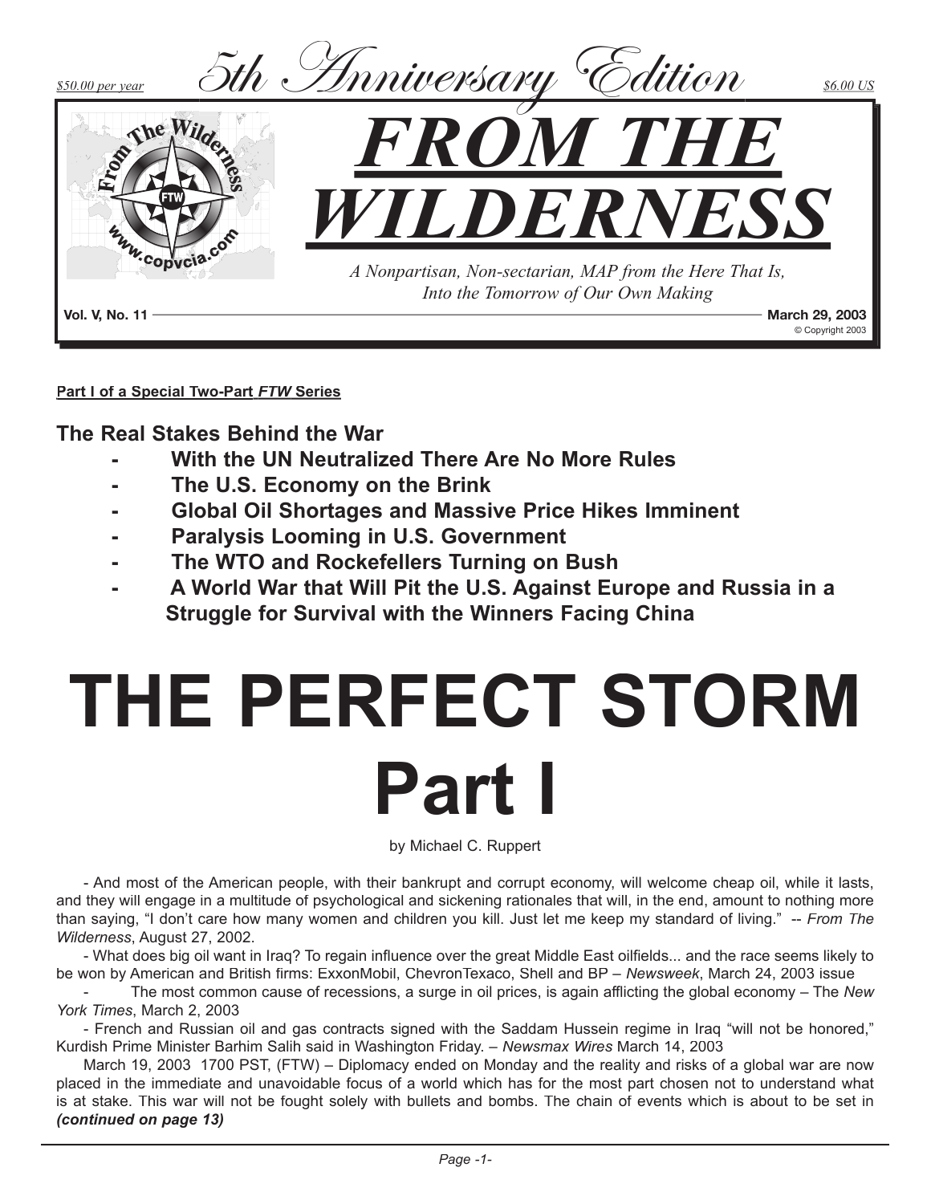$50.00 per year — *5th Anniversary Edition* — $6.00 US

# FROM THE WILDERNESS

*A Nonpartisan, Non-sectarian, MAP from the Here That Is, Into the Tomorrow of Our Own Making*

**Vol. V, No. 11** — **March 29, 2003**

© Copyright 2003

**Part I of a Special Two-Part *FTW* Series**

## The Real Stakes Behind the War

- **With the UN Neutralized There Are No More Rules**
- **The U.S. Economy on the Brink**
- **Global Oil Shortages and Massive Price Hikes Imminent**
- **Paralysis Looming in U.S. Government**
- **The WTO and Rockefellers Turning on Bush**
- **A World War that Will Pit the U.S. Against Europe and Russia in a Struggle for Survival with the Winners Facing China**

# THE PERFECT STORM Part I

by Michael C. Ruppert

- And most of the American people, with their bankrupt and corrupt economy, will welcome cheap oil, while it lasts, and they will engage in a multitude of psychological and sickening rationales that will, in the end, amount to nothing more than saying, "I don't care how many women and children you kill. Just let me keep my standard of living." -- *From The Wilderness*, August 27, 2002.

- What does big oil want in Iraq? To regain influence over the great Middle East oilfields... and the race seems likely to be won by American and British firms: ExxonMobil, ChevronTexaco, Shell and BP – *Newsweek*, March 24, 2003 issue

- The most common cause of recessions, a surge in oil prices, is again afflicting the global economy – The *New York Times*, March 2, 2003

- French and Russian oil and gas contracts signed with the Saddam Hussein regime in Iraq "will not be honored," Kurdish Prime Minister Barhim Salih said in Washington Friday. – *Newsmax Wires* March 14, 2003

March 19, 2003 1700 PST, (FTW) – Diplomacy ended on Monday and the reality and risks of a global war are now placed in the immediate and unavoidable focus of a world which has for the most part chosen not to understand what is at stake. This war will not be fought solely with bullets and bombs. The chain of events which is about to be set in ***(continued on page 13)***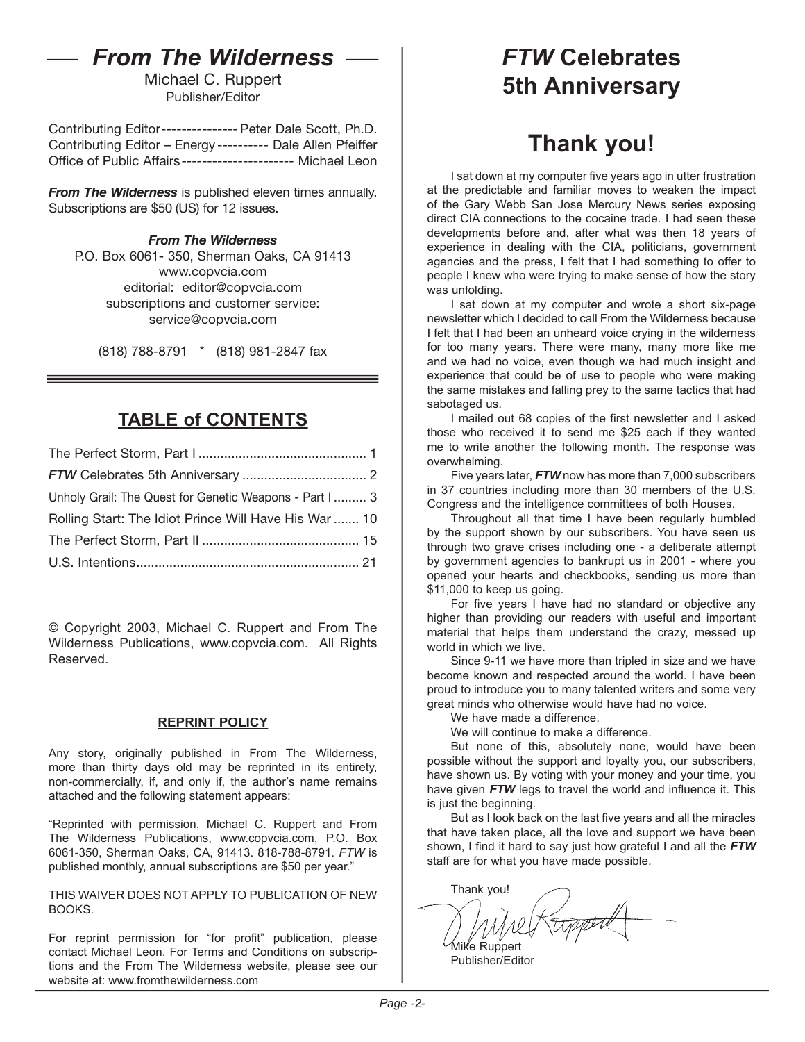## *From The Wilderness*

Michael C. Ruppert
Publisher/Editor

Contributing Editor--------------- Peter Dale Scott, Ph.D.
Contributing Editor – Energy ---------- Dale Allen Pfeiffer
Office of Public Affairs ---------------------- Michael Leon

***From The Wilderness*** is published eleven times annually. Subscriptions are $50 (US) for 12 issues.

***From The Wilderness***
P.O. Box 6061- 350, Sherman Oaks, CA 91413
www.copvcia.com
editorial: editor@copvcia.com
subscriptions and customer service:
service@copvcia.com

(818) 788-8791 * (818) 981-2847 fax

## TABLE of CONTENTS

The Perfect Storm, Part I ............................................. 1
***FTW*** Celebrates 5th Anniversary ................................. 2
Unholy Grail: The Quest for Genetic Weapons - Part I ......... 3
Rolling Start: The Idiot Prince Will Have His War ....... 10
The Perfect Storm, Part II ........................................... 15
U.S. Intentions............................................................ 21

© Copyright 2003, Michael C. Ruppert and From The Wilderness Publications, www.copvcia.com. All Rights Reserved.

**REPRINT POLICY**

Any story, originally published in From The Wilderness, more than thirty days old may be reprinted in its entirety, non-commercially, if, and only if, the author's name remains attached and the following statement appears:

"Reprinted with permission, Michael C. Ruppert and From The Wilderness Publications, www.copvcia.com, P.O. Box 6061-350, Sherman Oaks, CA, 91413. 818-788-8791. *FTW* is published monthly, annual subscriptions are $50 per year."

THIS WAIVER DOES NOT APPLY TO PUBLICATION OF NEW BOOKS.

For reprint permission for "for profit" publication, please contact Michael Leon. For Terms and Conditions on subscriptions and the From The Wilderness website, please see our website at: www.fromthewilderness.com

# *FTW* Celebrates 5th Anniversary

# Thank you!

I sat down at my computer five years ago in utter frustration at the predictable and familiar moves to weaken the impact of the Gary Webb San Jose Mercury News series exposing direct CIA connections to the cocaine trade. I had seen these developments before and, after what was then 18 years of experience in dealing with the CIA, politicians, government agencies and the press, I felt that I had something to offer to people I knew who were trying to make sense of how the story was unfolding.

I sat down at my computer and wrote a short six-page newsletter which I decided to call From the Wilderness because I felt that I had been an unheard voice crying in the wilderness for too many years. There were many, many more like me and we had no voice, even though we had much insight and experience that could be of use to people who were making the same mistakes and falling prey to the same tactics that had sabotaged us.

I mailed out 68 copies of the first newsletter and I asked those who received it to send me $25 each if they wanted me to write another the following month. The response was overwhelming.

Five years later, ***FTW*** now has more than 7,000 subscribers in 37 countries including more than 30 members of the U.S. Congress and the intelligence committees of both Houses.

Throughout all that time I have been regularly humbled by the support shown by our subscribers. You have seen us through two grave crises including one - a deliberate attempt by government agencies to bankrupt us in 2001 - where you opened your hearts and checkbooks, sending us more than $11,000 to keep us going.

For five years I have had no standard or objective any higher than providing our readers with useful and important material that helps them understand the crazy, messed up world in which we live.

Since 9-11 we have more than tripled in size and we have become known and respected around the world. I have been proud to introduce you to many talented writers and some very great minds who otherwise would have had no voice.

We have made a difference.

We will continue to make a difference.

But none of this, absolutely none, would have been possible without the support and loyalty you, our subscribers, have shown us. By voting with your money and your time, you have given ***FTW*** legs to travel the world and influence it. This is just the beginning.

But as I look back on the last five years and all the miracles that have taken place, all the love and support we have been shown, I find it hard to say just how grateful I and all the ***FTW*** staff are for what you have made possible.

Thank you!

Mike Ruppert
Publisher/Editor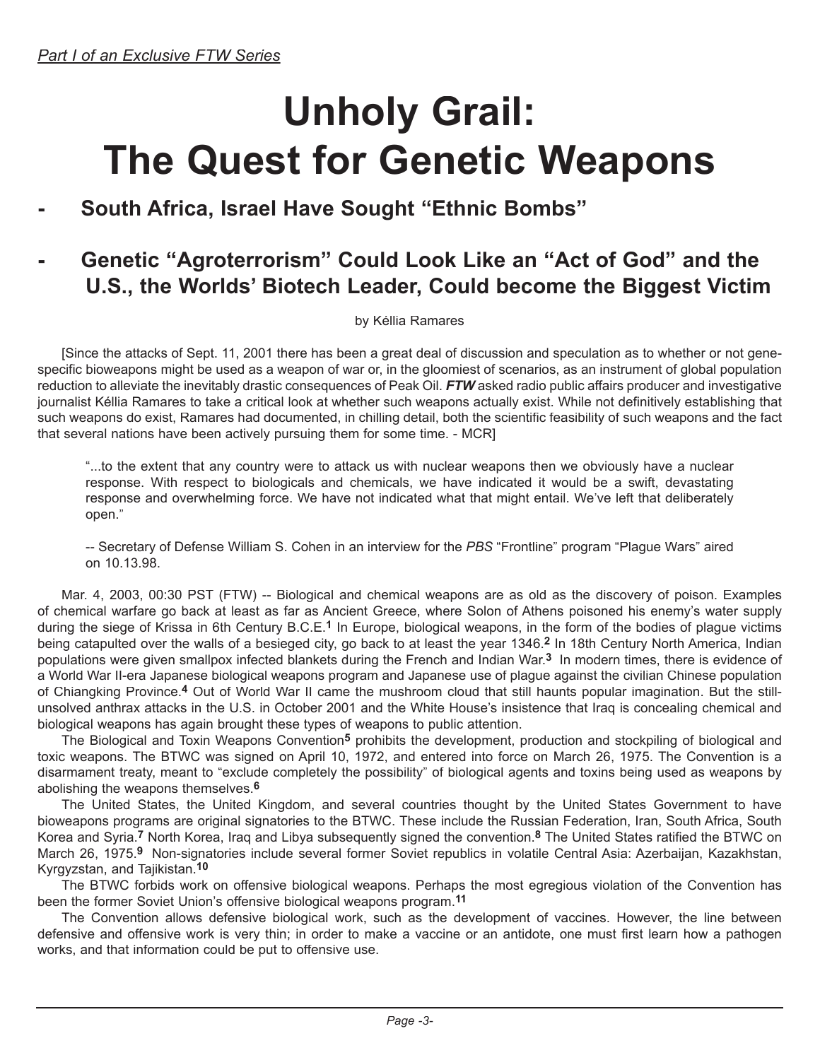*Part I of an Exclusive FTW Series*

# Unholy Grail: The Quest for Genetic Weapons

## - South Africa, Israel Have Sought "Ethnic Bombs"

## - Genetic "Agroterrorism" Could Look Like an "Act of God" and the U.S., the Worlds' Biotech Leader, Could become the Biggest Victim

by Késllia Ramares

[Since the attacks of Sept. 11, 2001 there has been a great deal of discussion and speculation as to whether or not gene-specific bioweapons might be used as a weapon of war or, in the gloomiest of scenarios, as an instrument of global population reduction to alleviate the inevitably drastic consequences of Peak Oil. ***FTW*** asked radio public affairs producer and investigative journalist Kéllia Ramares to take a critical look at whether such weapons actually exist. While not definitively establishing that such weapons do exist, Ramares had documented, in chilling detail, both the scientific feasibility of such weapons and the fact that several nations have been actively pursuing them for some time. - MCR]

> "...to the extent that any country were to attack us with nuclear weapons then we obviously have a nuclear response. With respect to biologicals and chemicals, we have indicated it would be a swift, devastating response and overwhelming force. We have not indicated what that might entail. We've left that deliberately open."
>
> -- Secretary of Defense William S. Cohen in an interview for the *PBS* "Frontline" program "Plague Wars" aired on 10.13.98.

Mar. 4, 2003, 00:30 PST (FTW) -- Biological and chemical weapons are as old as the discovery of poison. Examples of chemical warfare go back at least as far as Ancient Greece, where Solon of Athens poisoned his enemy's water supply during the siege of Krissa in 6th Century B.C.E.[1] In Europe, biological weapons, in the form of the bodies of plague victims being catapulted over the walls of a besieged city, go back to at least the year 1346.[2] In 18th Century North America, Indian populations were given smallpox infected blankets during the French and Indian War.[3] In modern times, there is evidence of a World War II-era Japanese biological weapons program and Japanese use of plague against the civilian Chinese population of Chiangking Province.[4] Out of World War II came the mushroom cloud that still haunts popular imagination. But the still-unsolved anthrax attacks in the U.S. in October 2001 and the White House's insistence that Iraq is concealing chemical and biological weapons has again brought these types of weapons to public attention.

The Biological and Toxin Weapons Convention[5] prohibits the development, production and stockpiling of biological and toxic weapons. The BTWC was signed on April 10, 1972, and entered into force on March 26, 1975. The Convention is a disarmament treaty, meant to "exclude completely the possibility" of biological agents and toxins being used as weapons by abolishing the weapons themselves.[6]

The United States, the United Kingdom, and several countries thought by the United States Government to have bioweapons programs are original signatories to the BTWC. These include the Russian Federation, Iran, South Africa, South Korea and Syria.[7] North Korea, Iraq and Libya subsequently signed the convention.[8] The United States ratified the BTWC on March 26, 1975.[9] Non-signatories include several former Soviet republics in volatile Central Asia: Azerbaijan, Kazakhstan, Kyrgyzstan, and Tajikistan.[10]

The BTWC forbids work on offensive biological weapons. Perhaps the most egregious violation of the Convention has been the former Soviet Union's offensive biological weapons program.[11]

The Convention allows defensive biological work, such as the development of vaccines. However, the line between defensive and offensive work is very thin; in order to make a vaccine or an antidote, one must first learn how a pathogen works, and that information could be put to offensive use.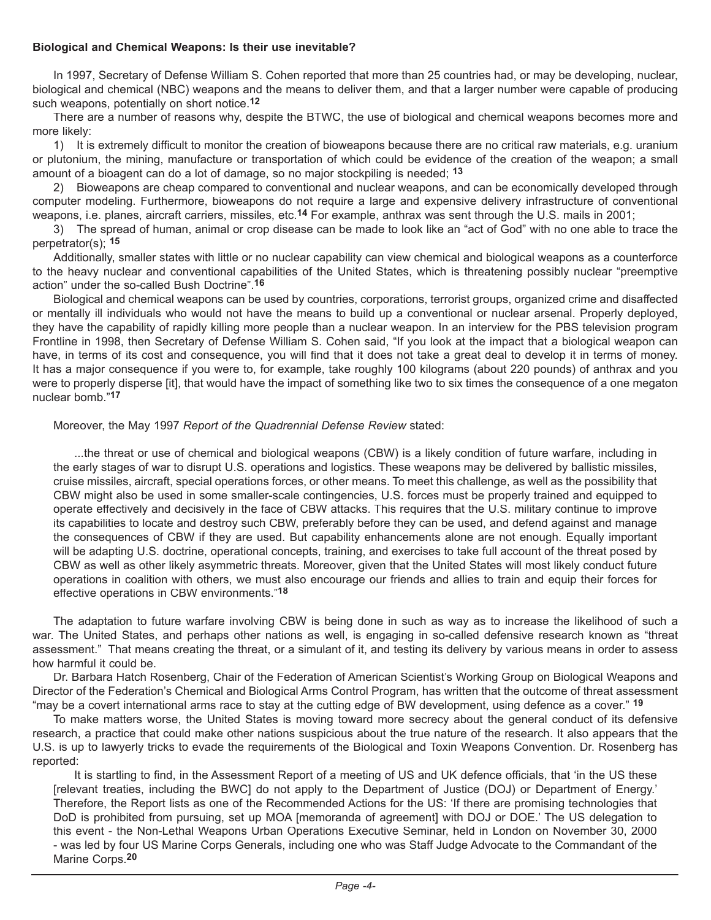**Biological and Chemical Weapons: Is their use inevitable?**

In 1997, Secretary of Defense William S. Cohen reported that more than 25 countries had, or may be developing, nuclear, biological and chemical (NBC) weapons and the means to deliver them, and that a larger number were capable of producing such weapons, potentially on short notice.[12]

There are a number of reasons why, despite the BTWC, the use of biological and chemical weapons becomes more and more likely:

1) It is extremely difficult to monitor the creation of bioweapons because there are no critical raw materials, e.g. uranium or plutonium, the mining, manufacture or transportation of which could be evidence of the creation of the weapon; a small amount of a bioagent can do a lot of damage, so no major stockpiling is needed; [13]

2) Bioweapons are cheap compared to conventional and nuclear weapons, and can be economically developed through computer modeling. Furthermore, bioweapons do not require a large and expensive delivery infrastructure of conventional weapons, i.e. planes, aircraft carriers, missiles, etc.[14] For example, anthrax was sent through the U.S. mails in 2001;

3) The spread of human, animal or crop disease can be made to look like an "act of God" with no one able to trace the perpetrator(s); [15]

Additionally, smaller states with little or no nuclear capability can view chemical and biological weapons as a counterforce to the heavy nuclear and conventional capabilities of the United States, which is threatening possibly nuclear "preemptive action" under the so-called Bush Doctrine".[16]

Biological and chemical weapons can be used by countries, corporations, terrorist groups, organized crime and disaffected or mentally ill individuals who would not have the means to build up a conventional or nuclear arsenal. Properly deployed, they have the capability of rapidly killing more people than a nuclear weapon. In an interview for the PBS television program Frontline in 1998, then Secretary of Defense William S. Cohen said, "If you look at the impact that a biological weapon can have, in terms of its cost and consequence, you will find that it does not take a great deal to develop it in terms of money. It has a major consequence if you were to, for example, take roughly 100 kilograms (about 220 pounds) of anthrax and you were to properly disperse [it], that would have the impact of something like two to six times the consequence of a one megaton nuclear bomb."[17]

Moreover, the May 1997 *Report of the Quadrennial Defense Review* stated:

> ...the threat or use of chemical and biological weapons (CBW) is a likely condition of future warfare, including in the early stages of war to disrupt U.S. operations and logistics. These weapons may be delivered by ballistic missiles, cruise missiles, aircraft, special operations forces, or other means. To meet this challenge, as well as the possibility that CBW might also be used in some smaller-scale contingencies, U.S. forces must be properly trained and equipped to operate effectively and decisively in the face of CBW attacks. This requires that the U.S. military continue to improve its capabilities to locate and destroy such CBW, preferably before they can be used, and defend against and manage the consequences of CBW if they are used. But capability enhancements alone are not enough. Equally important will be adapting U.S. doctrine, operational concepts, training, and exercises to take full account of the threat posed by CBW as well as other likely asymmetric threats. Moreover, given that the United States will most likely conduct future operations in coalition with others, we must also encourage our friends and allies to train and equip their forces for effective operations in CBW environments."[18]

The adaptation to future warfare involving CBW is being done in such as way as to increase the likelihood of such a war. The United States, and perhaps other nations as well, is engaging in so-called defensive research known as "threat assessment." That means creating the threat, or a simulant of it, and testing its delivery by various means in order to assess how harmful it could be.

Dr. Barbara Hatch Rosenberg, Chair of the Federation of American Scientist's Working Group on Biological Weapons and Director of the Federation's Chemical and Biological Arms Control Program, has written that the outcome of threat assessment "may be a covert international arms race to stay at the cutting edge of BW development, using defence as a cover." [19]

To make matters worse, the United States is moving toward more secrecy about the general conduct of its defensive research, a practice that could make other nations suspicious about the true nature of the research. It also appears that the U.S. is up to lawyerly tricks to evade the requirements of the Biological and Toxin Weapons Convention. Dr. Rosenberg has reported:

> It is startling to find, in the Assessment Report of a meeting of US and UK defence officials, that 'in the US these [relevant treaties, including the BWC] do not apply to the Department of Justice (DOJ) or Department of Energy.' Therefore, the Report lists as one of the Recommended Actions for the US: 'If there are promising technologies that DoD is prohibited from pursuing, set up MOA [memoranda of agreement] with DOJ or DOE.' The US delegation to this event - the Non-Lethal Weapons Urban Operations Executive Seminar, held in London on November 30, 2000 - was led by four US Marine Corps Generals, including one who was Staff Judge Advocate to the Commandant of the Marine Corps.[20]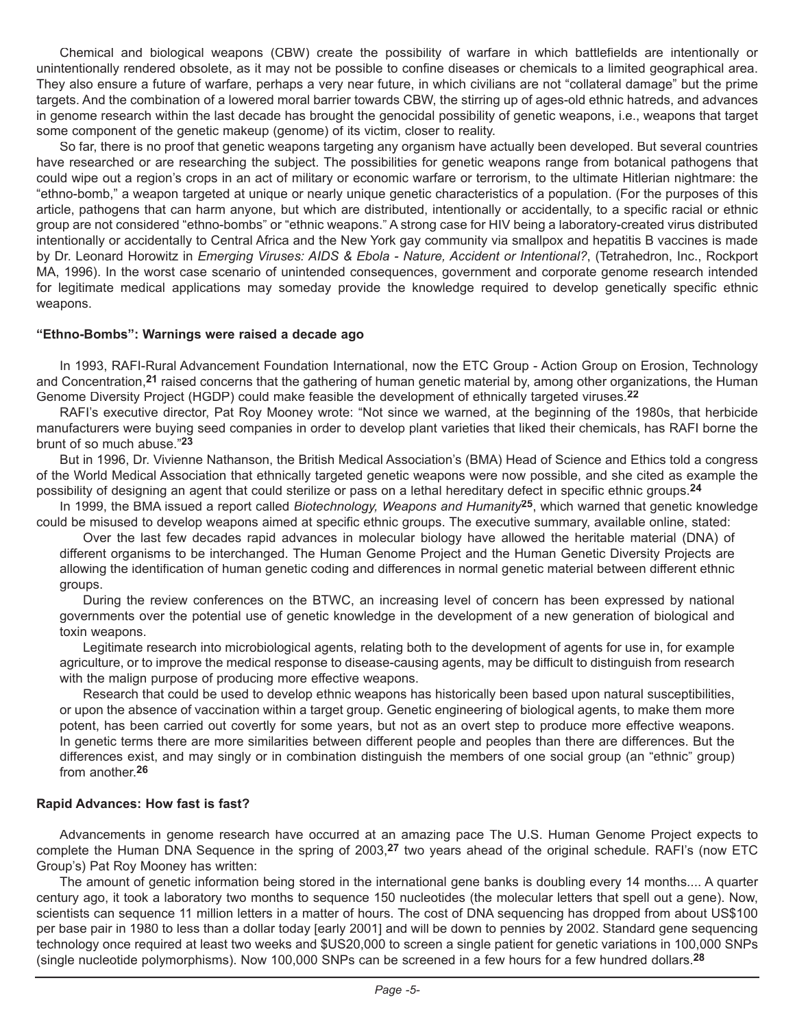Chemical and biological weapons (CBW) create the possibility of warfare in which battlefields are intentionally or unintentionally rendered obsolete, as it may not be possible to confine diseases or chemicals to a limited geographical area. They also ensure a future of warfare, perhaps a very near future, in which civilians are not "collateral damage" but the prime targets. And the combination of a lowered moral barrier towards CBW, the stirring up of ages-old ethnic hatreds, and advances in genome research within the last decade has brought the genocidal possibility of genetic weapons, i.e., weapons that target some component of the genetic makeup (genome) of its victim, closer to reality.

So far, there is no proof that genetic weapons targeting any organism have actually been developed. But several countries have researched or are researching the subject. The possibilities for genetic weapons range from botanical pathogens that could wipe out a region's crops in an act of military or economic warfare or terrorism, to the ultimate Hitlerian nightmare: the "ethno-bomb," a weapon targeted at unique or nearly unique genetic characteristics of a population. (For the purposes of this article, pathogens that can harm anyone, but which are distributed, intentionally or accidentally, to a specific racial or ethnic group are not considered "ethno-bombs" or "ethnic weapons." A strong case for HIV being a laboratory-created virus distributed intentionally or accidentally to Central Africa and the New York gay community via smallpox and hepatitis B vaccines is made by Dr. Leonard Horowitz in *Emerging Viruses: AIDS & Ebola - Nature, Accident or Intentional?*, (Tetrahedron, Inc., Rockport MA, 1996). In the worst case scenario of unintended consequences, government and corporate genome research intended for legitimate medical applications may someday provide the knowledge required to develop genetically specific ethnic weapons.

### "Ethno-Bombs": Warnings were raised a decade ago

In 1993, RAFI-Rural Advancement Foundation International, now the ETC Group - Action Group on Erosion, Technology and Concentration,[21] raised concerns that the gathering of human genetic material by, among other organizations, the Human Genome Diversity Project (HGDP) could make feasible the development of ethnically targeted viruses.[22]

RAFI's executive director, Pat Roy Mooney wrote: "Not since we warned, at the beginning of the 1980s, that herbicide manufacturers were buying seed companies in order to develop plant varieties that liked their chemicals, has RAFI borne the brunt of so much abuse."[23]

But in 1996, Dr. Vivienne Nathanson, the British Medical Association's (BMA) Head of Science and Ethics told a congress of the World Medical Association that ethnically targeted genetic weapons were now possible, and she cited as example the possibility of designing an agent that could sterilize or pass on a lethal hereditary defect in specific ethnic groups.[24]

In 1999, the BMA issued a report called *Biotechnology, Weapons and Humanity*[25], which warned that genetic knowledge could be misused to develop weapons aimed at specific ethnic groups. The executive summary, available online, stated:

> Over the last few decades rapid advances in molecular biology have allowed the heritable material (DNA) of different organisms to be interchanged. The Human Genome Project and the Human Genetic Diversity Projects are allowing the identification of human genetic coding and differences in normal genetic material between different ethnic groups.
>
> During the review conferences on the BTWC, an increasing level of concern has been expressed by national governments over the potential use of genetic knowledge in the development of a new generation of biological and toxin weapons.
>
> Legitimate research into microbiological agents, relating both to the development of agents for use in, for example agriculture, or to improve the medical response to disease-causing agents, may be difficult to distinguish from research with the malign purpose of producing more effective weapons.
>
> Research that could be used to develop ethnic weapons has historically been based upon natural susceptibilities, or upon the absence of vaccination within a target group. Genetic engineering of biological agents, to make them more potent, has been carried out covertly for some years, but not as an overt step to produce more effective weapons. In genetic terms there are more similarities between different people and peoples than there are differences. But the differences exist, and may singly or in combination distinguish the members of one social group (an "ethnic" group) from another.[26]

### Rapid Advances: How fast is fast?

Advancements in genome research have occurred at an amazing pace The U.S. Human Genome Project expects to complete the Human DNA Sequence in the spring of 2003,[27] two years ahead of the original schedule. RAFI's (now ETC Group's) Pat Roy Mooney has written:

> The amount of genetic information being stored in the international gene banks is doubling every 14 months.... A quarter century ago, it took a laboratory two months to sequence 150 nucleotides (the molecular letters that spell out a gene). Now, scientists can sequence 11 million letters in a matter of hours. The cost of DNA sequencing has dropped from about US$100 per base pair in 1980 to less than a dollar today [early 2001] and will be down to pennies by 2002. Standard gene sequencing technology once required at least two weeks and $US20,000 to screen a single patient for genetic variations in 100,000 SNPs (single nucleotide polymorphisms). Now 100,000 SNPs can be screened in a few hours for a few hundred dollars.[28]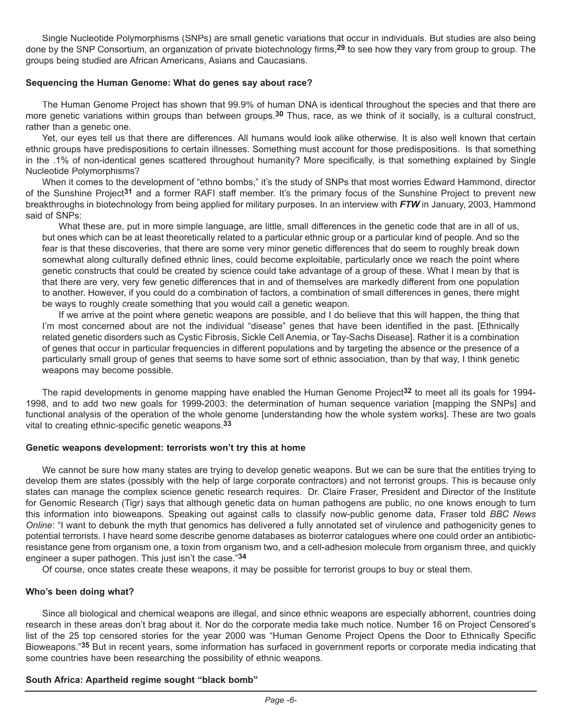Single Nucleotide Polymorphisms (SNPs) are small genetic variations that occur in individuals. But studies are also being done by the SNP Consortium, an organization of private biotechnology firms,[29] to see how they vary from group to group. The groups being studied are African Americans, Asians and Caucasians.

**Sequencing the Human Genome: What do genes say about race?**

The Human Genome Project has shown that 99.9% of human DNA is identical throughout the species and that there are more genetic variations within groups than between groups.[30] Thus, race, as we think of it socially, is a cultural construct, rather than a genetic one.

Yet, our eyes tell us that there are differences. All humans would look alike otherwise. It is also well known that certain ethnic groups have predispositions to certain illnesses. Something must account for those predispositions. Is that something in the .1% of non-identical genes scattered throughout humanity? More specifically, is that something explained by Single Nucleotide Polymorphisms?

When it comes to the development of "ethno bombs," it's the study of SNPs that most worries Edward Hammond, director of the Sunshine Project[31] and a former RAFI staff member. It's the primary focus of the Sunshine Project to prevent new breakthroughs in biotechnology from being applied for military purposes. In an interview with ***FTW*** in January, 2003, Hammond said of SNPs:

> What these are, put in more simple language, are little, small differences in the genetic code that are in all of us, but ones which can be at least theoretically related to a particular ethnic group or a particular kind of people. And so the fear is that these discoveries, that there are some very minor genetic differences that do seem to roughly break down somewhat along culturally defined ethnic lines, could become exploitable, particularly once we reach the point where genetic constructs that could be created by science could take advantage of a group of these. What I mean by that is that there are very, very few genetic differences that in and of themselves are markedly different from one population to another. However, if you could do a combination of factors, a combination of small differences in genes, there might be ways to roughly create something that you would call a genetic weapon.
>
> If we arrive at the point where genetic weapons are possible, and I do believe that this will happen, the thing that I'm most concerned about are not the individual "disease" genes that have been identified in the past. [Ethnically related genetic disorders such as Cystic Fibrosis, Sickle Cell Anemia, or Tay-Sachs Disease]. Rather it is a combination of genes that occur in particular frequencies in different populations and by targeting the absence or the presence of a particularly small group of genes that seems to have some sort of ethnic association, than by that way, I think genetic weapons may become possible.

The rapid developments in genome mapping have enabled the Human Genome Project[32] to meet all its goals for 1994-1998, and to add two new goals for 1999-2003: the determination of human sequence variation [mapping the SNPs] and functional analysis of the operation of the whole genome [understanding how the whole system works]. These are two goals vital to creating ethnic-specific genetic weapons.[33]

**Genetic weapons development: terrorists won't try this at home**

We cannot be sure how many states are trying to develop genetic weapons. But we can be sure that the entities trying to develop them are states (possibly with the help of large corporate contractors) and not terrorist groups. This is because only states can manage the complex science genetic research requires. Dr. Claire Fraser, President and Director of the Institute for Genomic Research (Tigr) says that although genetic data on human pathogens are public, no one knows enough to turn this information into bioweapons. Speaking out against calls to classify now-public genome data, Fraser told *BBC News Online*: "I want to debunk the myth that genomics has delivered a fully annotated set of virulence and pathogenicity genes to potential terrorists. I have heard some describe genome databases as bioterror catalogues where one could order an antibiotic-resistance gene from organism one, a toxin from organism two, and a cell-adhesion molecule from organism three, and quickly engineer a super pathogen. This just isn't the case."[34]

Of course, once states create these weapons, it may be possible for terrorist groups to buy or steal them.

**Who's been doing what?**

Since all biological and chemical weapons are illegal, and since ethnic weapons are especially abhorrent, countries doing research in these areas don't brag about it. Nor do the corporate media take much notice. Number 16 on Project Censored's list of the 25 top censored stories for the year 2000 was "Human Genome Project Opens the Door to Ethnically Specific Bioweapons."[35] But in recent years, some information has surfaced in government reports or corporate media indicating that some countries have been researching the possibility of ethnic weapons.

**South Africa: Apartheid regime sought "black bomb"**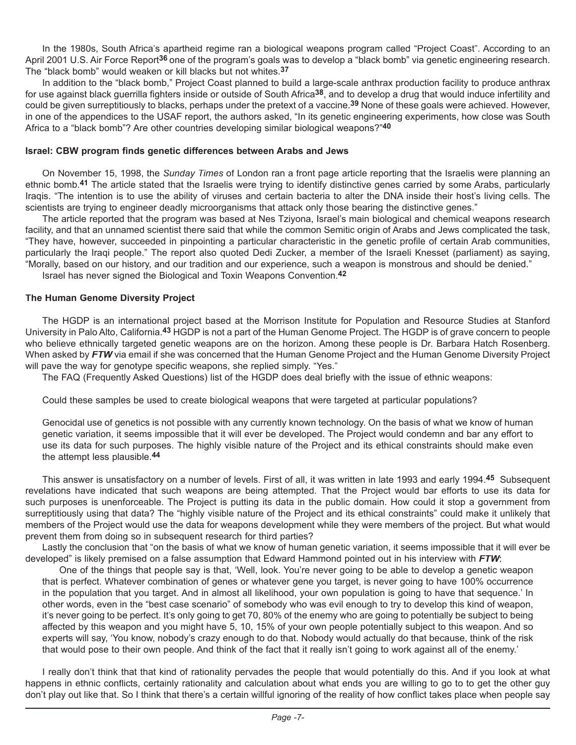In the 1980s, South Africa's apartheid regime ran a biological weapons program called "Project Coast". According to an April 2001 U.S. Air Force Report[36] one of the program's goals was to develop a "black bomb" via genetic engineering research. The "black bomb" would weaken or kill blacks but not whites.[37]

In addition to the "black bomb," Project Coast planned to build a large-scale anthrax production facility to produce anthrax for use against black guerrilla fighters inside or outside of South Africa[38], and to develop a drug that would induce infertility and could be given surreptitiously to blacks, perhaps under the pretext of a vaccine.[39] None of these goals were achieved. However, in one of the appendices to the USAF report, the authors asked, "In its genetic engineering experiments, how close was South Africa to a "black bomb"? Are other countries developing similar biological weapons?"[40]

**Israel: CBW program finds genetic differences between Arabs and Jews**

On November 15, 1998, the *Sunday Times* of London ran a front page article reporting that the Israelis were planning an ethnic bomb.[41] The article stated that the Israelis were trying to identify distinctive genes carried by some Arabs, particularly Iraqis. "The intention is to use the ability of viruses and certain bacteria to alter the DNA inside their host's living cells. The scientists are trying to engineer deadly microorganisms that attack only those bearing the distinctive genes."

The article reported that the program was based at Nes Tziyona, Israel's main biological and chemical weapons research facility, and that an unnamed scientist there said that while the common Semitic origin of Arabs and Jews complicated the task, "They have, however, succeeded in pinpointing a particular characteristic in the genetic profile of certain Arab communities, particularly the Iraqi people." The report also quoted Dedi Zucker, a member of the Israeli Knesset (parliament) as saying, "Morally, based on our history, and our tradition and our experience, such a weapon is monstrous and should be denied."

Israel has never signed the Biological and Toxin Weapons Convention.[42]

**The Human Genome Diversity Project**

The HGDP is an international project based at the Morrison Institute for Population and Resource Studies at Stanford University in Palo Alto, California.[43] HGDP is not a part of the Human Genome Project. The HGDP is of grave concern to people who believe ethnically targeted genetic weapons are on the horizon. Among these people is Dr. Barbara Hatch Rosenberg. When asked by ***FTW*** via email if she was concerned that the Human Genome Project and the Human Genome Diversity Project will pave the way for genotype specific weapons, she replied simply. "Yes."

The FAQ (Frequently Asked Questions) list of the HGDP does deal briefly with the issue of ethnic weapons:

> Could these samples be used to create biological weapons that were targeted at particular populations?
>
> Genocidal use of genetics is not possible with any currently known technology. On the basis of what we know of human genetic variation, it seems impossible that it will ever be developed. The Project would condemn and bar any effort to use its data for such purposes. The highly visible nature of the Project and its ethical constraints should make even the attempt less plausible.[44]

This answer is unsatisfactory on a number of levels. First of all, it was written in late 1993 and early 1994.[45] Subsequent revelations have indicated that such weapons are being attempted. That the Project would bar efforts to use its data for such purposes is unenforceable. The Project is putting its data in the public domain. How could it stop a government from surreptitiously using that data? The "highly visible nature of the Project and its ethical constraints" could make it unlikely that members of the Project would use the data for weapons development while they were members of the project. But what would prevent them from doing so in subsequent research for third parties?

Lastly the conclusion that "on the basis of what we know of human genetic variation, it seems impossible that it will ever be developed" is likely premised on a false assumption that Edward Hammond pointed out in his interview with ***FTW***:

> One of the things that people say is that, 'Well, look. You're never going to be able to develop a genetic weapon that is perfect. Whatever combination of genes or whatever gene you target, is never going to have 100% occurrence in the population that you target. And in almost all likelihood, your own population is going to have that sequence.' In other words, even in the "best case scenario" of somebody who was evil enough to try to develop this kind of weapon, it's never going to be perfect. It's only going to get 70, 80% of the enemy who are going to potentially be subject to being affected by this weapon and you might have 5, 10, 15% of your own people potentially subject to this weapon. And so experts will say, 'You know, nobody's crazy enough to do that. Nobody would actually do that because, think of the risk that would pose to their own people. And think of the fact that it really isn't going to work against all of the enemy.'

I really don't think that that kind of rationality pervades the people that would potentially do this. And if you look at what happens in ethnic conflicts, certainly rationality and calculation about what ends you are willing to go to to get the other guy don't play out like that. So I think that there's a certain willful ignoring of the reality of how conflict takes place when people say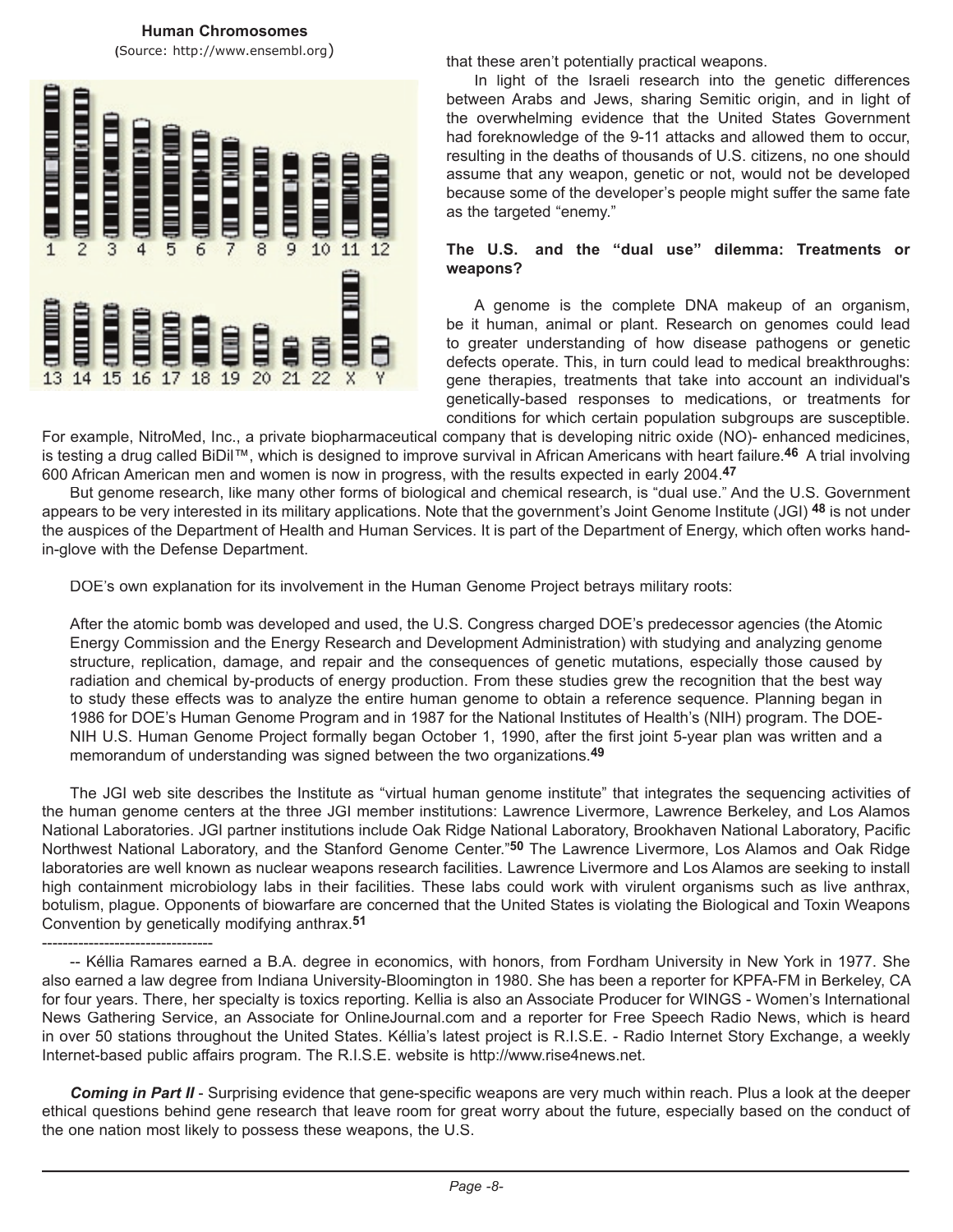**Human Chromosomes**
(Source: http://www.ensembl.org)

that these aren't potentially practical weapons.

In light of the Israeli research into the genetic differences between Arabs and Jews, sharing Semitic origin, and in light of the overwhelming evidence that the United States Government had foreknowledge of the 9-11 attacks and allowed them to occur, resulting in the deaths of thousands of U.S. citizens, no one should assume that any weapon, genetic or not, would not be developed because some of the developer's people might suffer the same fate as the targeted "enemy."

### The U.S. and the "dual use" dilemma: Treatments or weapons?

A genome is the complete DNA makeup of an organism, be it human, animal or plant. Research on genomes could lead to greater understanding of how disease pathogens or genetic defects operate. This, in turn could lead to medical breakthroughs: gene therapies, treatments that take into account an individual's genetically-based responses to medications, or treatments for conditions for which certain population subgroups are susceptible. For example, NitroMed, Inc., a private biopharmaceutical company that is developing nitric oxide (NO)- enhanced medicines, is testing a drug called BiDil™, which is designed to improve survival in African Americans with heart failure.[46] A trial involving 600 African American men and women is now in progress, with the results expected in early 2004.[47]

But genome research, like many other forms of biological and chemical research, is "dual use." And the U.S. Government appears to be very interested in its military applications. Note that the government's Joint Genome Institute (JGI) [48] is not under the auspices of the Department of Health and Human Services. It is part of the Department of Energy, which often works hand-in-glove with the Defense Department.

DOE's own explanation for its involvement in the Human Genome Project betrays military roots:

> After the atomic bomb was developed and used, the U.S. Congress charged DOE's predecessor agencies (the Atomic Energy Commission and the Energy Research and Development Administration) with studying and analyzing genome structure, replication, damage, and repair and the consequences of genetic mutations, especially those caused by radiation and chemical by-products of energy production. From these studies grew the recognition that the best way to study these effects was to analyze the entire human genome to obtain a reference sequence. Planning began in 1986 for DOE's Human Genome Program and in 1987 for the National Institutes of Health's (NIH) program. The DOE-NIH U.S. Human Genome Project formally began October 1, 1990, after the first joint 5-year plan was written and a memorandum of understanding was signed between the two organizations.[49]

The JGI web site describes the Institute as "virtual human genome institute" that integrates the sequencing activities of the human genome centers at the three JGI member institutions: Lawrence Livermore, Lawrence Berkeley, and Los Alamos National Laboratories. JGI partner institutions include Oak Ridge National Laboratory, Brookhaven National Laboratory, Pacific Northwest National Laboratory, and the Stanford Genome Center."[50] The Lawrence Livermore, Los Alamos and Oak Ridge laboratories are well known as nuclear weapons research facilities. Lawrence Livermore and Los Alamos are seeking to install high containment microbiology labs in their facilities. These labs could work with virulent organisms such as live anthrax, botulism, plague. Opponents of biowarfare are concerned that the United States is violating the Biological and Toxin Weapons Convention by genetically modifying anthrax.[51]

---------------------------------

-- Kéllia Ramares earned a B.A. degree in economics, with honors, from Fordham University in New York in 1977. She also earned a law degree from Indiana University-Bloomington in 1980. She has been a reporter for KPFA-FM in Berkeley, CA for four years. There, her specialty is toxics reporting. Kellia is also an Associate Producer for WINGS - Women's International News Gathering Service, an Associate for OnlineJournal.com and a reporter for Free Speech Radio News, which is heard in over 50 stations throughout the United States. Kéllia's latest project is R.I.S.E. - Radio Internet Story Exchange, a weekly Internet-based public affairs program. The R.I.S.E. website is http://www.rise4news.net.

***Coming in Part II*** - Surprising evidence that gene-specific weapons are very much within reach. Plus a look at the deeper ethical questions behind gene research that leave room for great worry about the future, especially based on the conduct of the one nation most likely to possess these weapons, the U.S.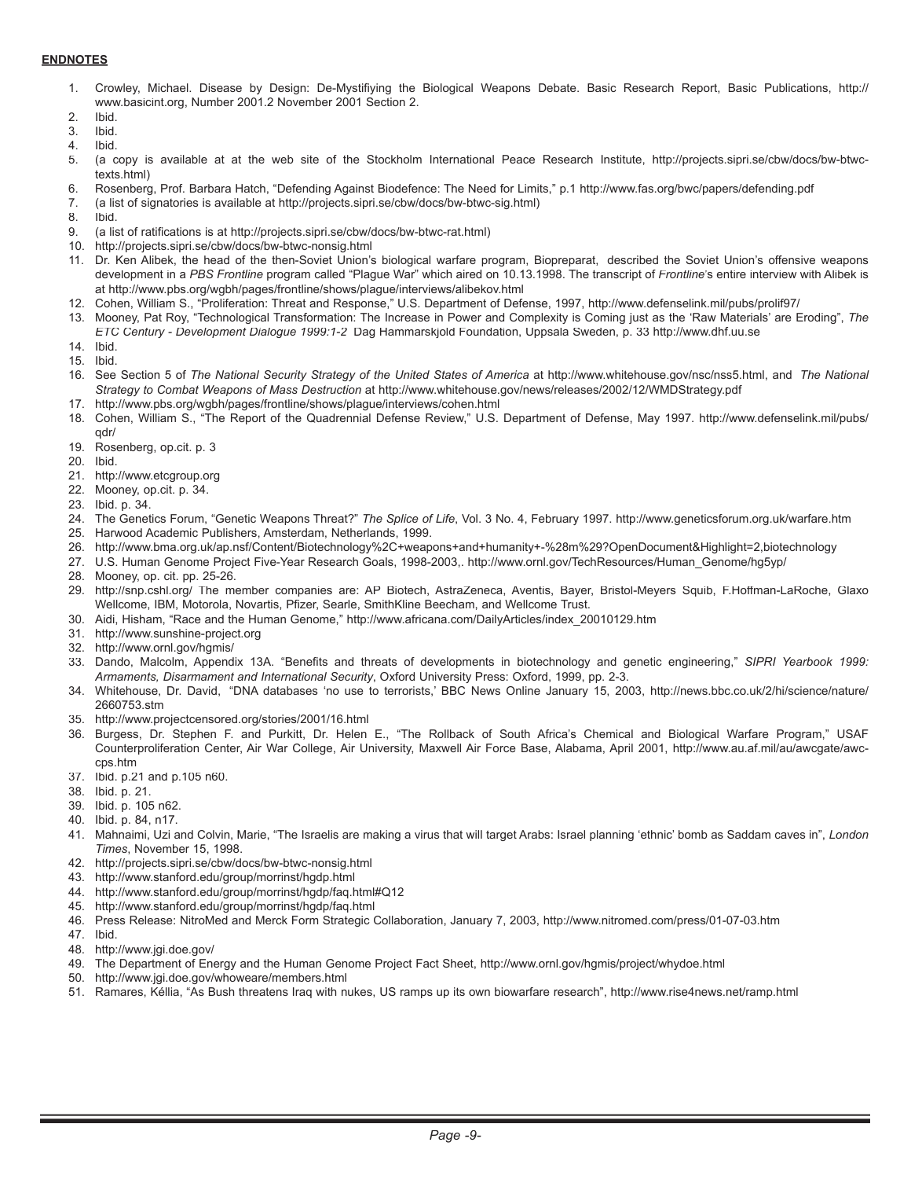## ENDNOTES

1. Crowley, Michael. Disease by Design: De-Mystifiying the Biological Weapons Debate. Basic Research Report, Basic Publications, http://www.basicint.org, Number 2001.2 November 2001 Section 2.
2. Ibid.
3. Ibid.
4. Ibid.
5. (a copy is available at at the web site of the Stockholm International Peace Research Institute, http://projects.sipri.se/cbw/docs/bw-btwc-texts.html)
6. Rosenberg, Prof. Barbara Hatch, "Defending Against Biodefence: The Need for Limits," p.1 http://www.fas.org/bwc/papers/defending.pdf
7. (a list of signatories is available at http://projects.sipri.se/cbw/docs/bw-btwc-sig.html)
8. Ibid.
9. (a list of ratifications is at http://projects.sipri.se/cbw/docs/bw-btwc-rat.html)
10. http://projects.sipri.se/cbw/docs/bw-btwc-nonsig.html
11. Dr. Ken Alibek, the head of the then-Soviet Union's biological warfare program, Biopreparat, described the Soviet Union's offensive weapons development in a *PBS Frontline* program called "Plague War" which aired on 10.13.1998. The transcript of *Frontline*'s entire interview with Alibek is at http://www.pbs.org/wgbh/pages/frontline/shows/plague/interviews/alibekov.html
12. Cohen, William S., "Proliferation: Threat and Response," U.S. Department of Defense, 1997, http://www.defenselink.mil/pubs/prolif97/
13. Mooney, Pat Roy, "Technological Transformation: The Increase in Power and Complexity is Coming just as the 'Raw Materials' are Eroding", *The ETC Century - Development Dialogue 1999:1-2* Dag Hammarskjold Foundation, Uppsala Sweden, p. 33 http://www.dhf.uu.se
14. Ibid.
15. Ibid.
16. See Section 5 of *The National Security Strategy of the United States of America* at http://www.whitehouse.gov/nsc/nss5.html, and *The National Strategy to Combat Weapons of Mass Destruction* at http://www.whitehouse.gov/news/releases/2002/12/WMDStrategy.pdf
17. http://www.pbs.org/wgbh/pages/frontline/shows/plague/interviews/cohen.html
18. Cohen, William S., "The Report of the Quadrennial Defense Review," U.S. Department of Defense, May 1997. http://www.defenselink.mil/pubs/qdr/
19. Rosenberg, op.cit. p. 3
20. Ibid.
21. http://www.etcgroup.org
22. Mooney, op.cit. p. 34.
23. Ibid. p. 34.
24. The Genetics Forum, "Genetic Weapons Threat?" *The Splice of Life*, Vol. 3 No. 4, February 1997. http://www.geneticsforum.org.uk/warfare.htm
25. Harwood Academic Publishers, Amsterdam, Netherlands, 1999.
26. http://www.bma.org.uk/ap.nsf/Content/Biotechnology%2C+weapons+and+humanity+-%28m%29?OpenDocument&Highlight=2,biotechnology
27. U.S. Human Genome Project Five-Year Research Goals, 1998-2003,. http://www.ornl.gov/TechResources/Human_Genome/hg5yp/
28. Mooney, op. cit. pp. 25-26.
29. http://snp.cshl.org/ The member companies are: AP Biotech, AstraZeneca, Aventis, Bayer, Bristol-Meyers Squib, F.Hoffman-LaRoche, Glaxo Wellcome, IBM, Motorola, Novartis, Pfizer, Searle, SmithKline Beecham, and Wellcome Trust.
30. Aidi, Hisham, "Race and the Human Genome," http://www.africana.com/DailyArticles/index_20010129.htm
31. http://www.sunshine-project.org
32. http://www.ornl.gov/hgmis/
33. Dando, Malcolm, Appendix 13A. "Benefits and threats of developments in biotechnology and genetic engineering," *SIPRI Yearbook 1999: Armaments, Disarmament and International Security*, Oxford University Press: Oxford, 1999, pp. 2-3.
34. Whitehouse, Dr. David, "DNA databases 'no use to terrorists,' BBC News Online January 15, 2003, http://news.bbc.co.uk/2/hi/science/nature/2660753.stm
35. http://www.projectcensored.org/stories/2001/16.html
36. Burgess, Dr. Stephen F. and Purkitt, Dr. Helen E., "The Rollback of South Africa's Chemical and Biological Warfare Program," USAF Counterproliferation Center, Air War College, Air University, Maxwell Air Force Base, Alabama, April 2001, http://www.au.af.mil/au/awcgate/awc-cps.htm
37. Ibid. p.21 and p.105 n60.
38. Ibid. p. 21.
39. Ibid. p. 105 n62.
40. Ibid. p. 84, n17.
41. Mahnaimi, Uzi and Colvin, Marie, "The Israelis are making a virus that will target Arabs: Israel planning 'ethnic' bomb as Saddam caves in", *London Times*, November 15, 1998.
42. http://projects.sipri.se/cbw/docs/bw-btwc-nonsig.html
43. http://www.stanford.edu/group/morrinst/hgdp.html
44. http://www.stanford.edu/group/morrinst/hgdp/faq.html#Q12
45. http://www.stanford.edu/group/morrinst/hgdp/faq.html
46. Press Release: NitroMed and Merck Form Strategic Collaboration, January 7, 2003, http://www.nitromed.com/press/01-07-03.htm
47. Ibid.
48. http://www.jgi.doe.gov/
49. The Department of Energy and the Human Genome Project Fact Sheet, http://www.ornl.gov/hgmis/project/whydoe.html
50. http://www.jgi.doe.gov/whoweare/members.html
51. Ramares, Késllia, "As Bush threatens Iraq with nukes, US ramps up its own biowarfare research", http://www.rise4news.net/ramp.html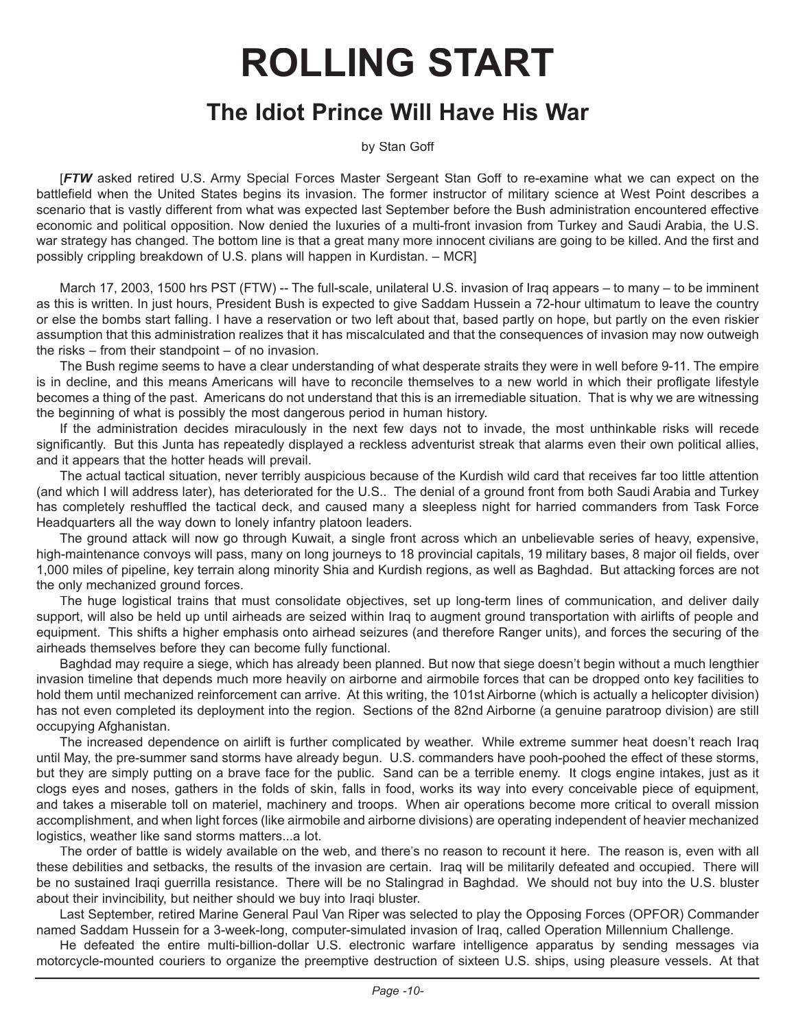# ROLLING START

## The Idiot Prince Will Have His War

by Stan Goff

[***FTW*** asked retired U.S. Army Special Forces Master Sergeant Stan Goff to re-examine what we can expect on the battlefield when the United States begins its invasion. The former instructor of military science at West Point describes a scenario that is vastly different from what was expected last September before the Bush administration encountered effective economic and political opposition. Now denied the luxuries of a multi-front invasion from Turkey and Saudi Arabia, the U.S. war strategy has changed. The bottom line is that a great many more innocent civilians are going to be killed. And the first and possibly crippling breakdown of U.S. plans will happen in Kurdistan. – MCR]

March 17, 2003, 1500 hrs PST (FTW) -- The full-scale, unilateral U.S. invasion of Iraq appears – to many – to be imminent as this is written. In just hours, President Bush is expected to give Saddam Hussein a 72-hour ultimatum to leave the country or else the bombs start falling. I have a reservation or two left about that, based partly on hope, but partly on the even riskier assumption that this administration realizes that it has miscalculated and that the consequences of invasion may now outweigh the risks – from their standpoint – of no invasion.

The Bush regime seems to have a clear understanding of what desperate straits they were in well before 9-11. The empire is in decline, and this means Americans will have to reconcile themselves to a new world in which their profligate lifestyle becomes a thing of the past. Americans do not understand that this is an irremediable situation. That is why we are witnessing the beginning of what is possibly the most dangerous period in human history.

If the administration decides miraculously in the next few days not to invade, the most unthinkable risks will recede significantly. But this Junta has repeatedly displayed a reckless adventurist streak that alarms even their own political allies, and it appears that the hotter heads will prevail.

The actual tactical situation, never terribly auspicious because of the Kurdish wild card that receives far too little attention (and which I will address later), has deteriorated for the U.S.. The denial of a ground front from both Saudi Arabia and Turkey has completely reshuffled the tactical deck, and caused many a sleepless night for harried commanders from Task Force Headquarters all the way down to lonely infantry platoon leaders.

The ground attack will now go through Kuwait, a single front across which an unbelievable series of heavy, expensive, high-maintenance convoys will pass, many on long journeys to 18 provincial capitals, 19 military bases, 8 major oil fields, over 1,000 miles of pipeline, key terrain along minority Shia and Kurdish regions, as well as Baghdad. But attacking forces are not the only mechanized ground forces.

The huge logistical trains that must consolidate objectives, set up long-term lines of communication, and deliver daily support, will also be held up until airheads are seized within Iraq to augment ground transportation with airlifts of people and equipment. This shifts a higher emphasis onto airhead seizures (and therefore Ranger units), and forces the securing of the airheads themselves before they can become fully functional.

Baghdad may require a siege, which has already been planned. But now that siege doesn't begin without a much lengthier invasion timeline that depends much more heavily on airborne and airmobile forces that can be dropped onto key facilities to hold them until mechanized reinforcement can arrive. At this writing, the 101st Airborne (which is actually a helicopter division) has not even completed its deployment into the region. Sections of the 82nd Airborne (a genuine paratroop division) are still occupying Afghanistan.

The increased dependence on airlift is further complicated by weather. While extreme summer heat doesn't reach Iraq until May, the pre-summer sand storms have already begun. U.S. commanders have pooh-poohed the effect of these storms, but they are simply putting on a brave face for the public. Sand can be a terrible enemy. It clogs engine intakes, just as it clogs eyes and noses, gathers in the folds of skin, falls in food, works its way into every conceivable piece of equipment, and takes a miserable toll on materiel, machinery and troops. When air operations become more critical to overall mission accomplishment, and when light forces (like airmobile and airborne divisions) are operating independent of heavier mechanized logistics, weather like sand storms matters...a lot.

The order of battle is widely available on the web, and there's no reason to recount it here. The reason is, even with all these debilities and setbacks, the results of the invasion are certain. Iraq will be militarily defeated and occupied. There will be no sustained Iraqi guerrilla resistance. There will be no Stalingrad in Baghdad. We should not buy into the U.S. bluster about their invincibility, but neither should we buy into Iraqi bluster.

Last September, retired Marine General Paul Van Riper was selected to play the Opposing Forces (OPFOR) Commander named Saddam Hussein for a 3-week-long, computer-simulated invasion of Iraq, called Operation Millennium Challenge.

He defeated the entire multi-billion-dollar U.S. electronic warfare intelligence apparatus by sending messages via motorcycle-mounted couriers to organize the preemptive destruction of sixteen U.S. ships, using pleasure vessels. At that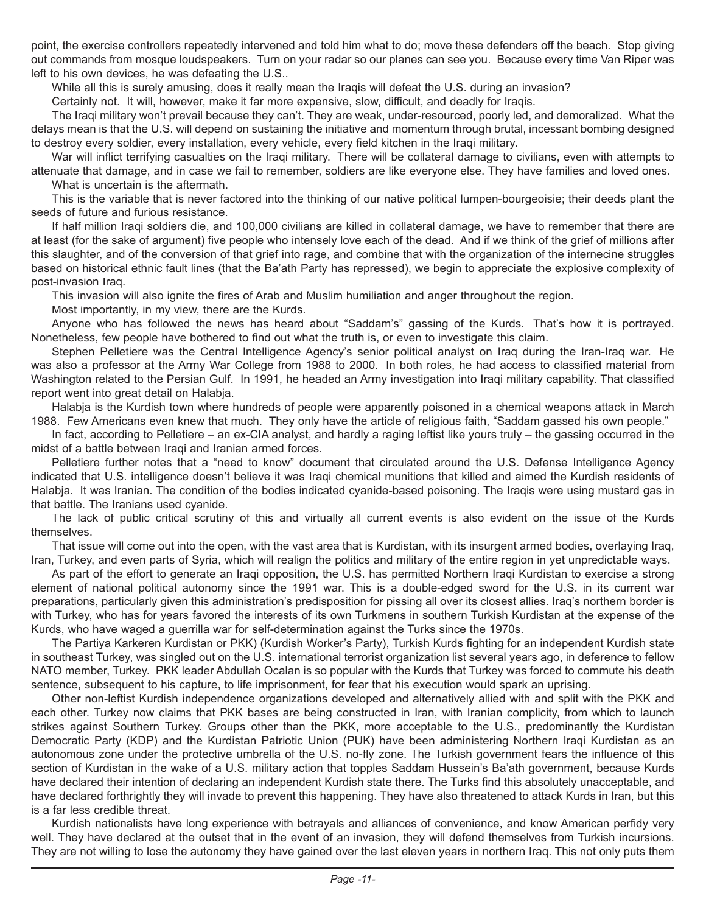point, the exercise controllers repeatedly intervened and told him what to do; move these defenders off the beach. Stop giving out commands from mosque loudspeakers. Turn on your radar so our planes can see you. Because every time Van Riper was left to his own devices, he was defeating the U.S..

While all this is surely amusing, does it really mean the Iraqis will defeat the U.S. during an invasion?

Certainly not. It will, however, make it far more expensive, slow, difficult, and deadly for Iraqis.

The Iraqi military won't prevail because they can't. They are weak, under-resourced, poorly led, and demoralized. What the delays mean is that the U.S. will depend on sustaining the initiative and momentum through brutal, incessant bombing designed to destroy every soldier, every installation, every vehicle, every field kitchen in the Iraqi military.

War will inflict terrifying casualties on the Iraqi military. There will be collateral damage to civilians, even with attempts to attenuate that damage, and in case we fail to remember, soldiers are like everyone else. They have families and loved ones.

What is uncertain is the aftermath.

This is the variable that is never factored into the thinking of our native political lumpen-bourgeoisie; their deeds plant the seeds of future and furious resistance.

If half million Iraqi soldiers die, and 100,000 civilians are killed in collateral damage, we have to remember that there are at least (for the sake of argument) five people who intensely love each of the dead. And if we think of the grief of millions after this slaughter, and of the conversion of that grief into rage, and combine that with the organization of the internecine struggles based on historical ethnic fault lines (that the Ba'ath Party has repressed), we begin to appreciate the explosive complexity of post-invasion Iraq.

This invasion will also ignite the fires of Arab and Muslim humiliation and anger throughout the region.

Most importantly, in my view, there are the Kurds.

Anyone who has followed the news has heard about "Saddam's" gassing of the Kurds. That's how it is portrayed. Nonetheless, few people have bothered to find out what the truth is, or even to investigate this claim.

Stephen Pelletiere was the Central Intelligence Agency's senior political analyst on Iraq during the Iran-Iraq war. He was also a professor at the Army War College from 1988 to 2000. In both roles, he had access to classified material from Washington related to the Persian Gulf. In 1991, he headed an Army investigation into Iraqi military capability. That classified report went into great detail on Halabja.

Halabja is the Kurdish town where hundreds of people were apparently poisoned in a chemical weapons attack in March 1988. Few Americans even knew that much. They only have the article of religious faith, "Saddam gassed his own people."

In fact, according to Pelletiere – an ex-CIA analyst, and hardly a raging leftist like yours truly – the gassing occurred in the midst of a battle between Iraqi and Iranian armed forces.

Pelletiere further notes that a "need to know" document that circulated around the U.S. Defense Intelligence Agency indicated that U.S. intelligence doesn't believe it was Iraqi chemical munitions that killed and aimed the Kurdish residents of Halabja. It was Iranian. The condition of the bodies indicated cyanide-based poisoning. The Iraqis were using mustard gas in that battle. The Iranians used cyanide.

The lack of public critical scrutiny of this and virtually all current events is also evident on the issue of the Kurds themselves.

That issue will come out into the open, with the vast area that is Kurdistan, with its insurgent armed bodies, overlaying Iraq, Iran, Turkey, and even parts of Syria, which will realign the politics and military of the entire region in yet unpredictable ways.

As part of the effort to generate an Iraqi opposition, the U.S. has permitted Northern Iraqi Kurdistan to exercise a strong element of national political autonomy since the 1991 war. This is a double-edged sword for the U.S. in its current war preparations, particularly given this administration's predisposition for pissing all over its closest allies. Iraq's northern border is with Turkey, who has for years favored the interests of its own Turkmens in southern Turkish Kurdistan at the expense of the Kurds, who have waged a guerrilla war for self-determination against the Turks since the 1970s.

The Partiya Karkeren Kurdistan or PKK) (Kurdish Worker's Party), Turkish Kurds fighting for an independent Kurdish state in southeast Turkey, was singled out on the U.S. international terrorist organization list several years ago, in deference to fellow NATO member, Turkey. PKK leader Abdullah Ocalan is so popular with the Kurds that Turkey was forced to commute his death sentence, subsequent to his capture, to life imprisonment, for fear that his execution would spark an uprising.

Other non-leftist Kurdish independence organizations developed and alternatively allied with and split with the PKK and each other. Turkey now claims that PKK bases are being constructed in Iran, with Iranian complicity, from which to launch strikes against Southern Turkey. Groups other than the PKK, more acceptable to the U.S., predominantly the Kurdistan Democratic Party (KDP) and the Kurdistan Patriotic Union (PUK) have been administering Northern Iraqi Kurdistan as an autonomous zone under the protective umbrella of the U.S. no-fly zone. The Turkish government fears the influence of this section of Kurdistan in the wake of a U.S. military action that topples Saddam Hussein's Ba'ath government, because Kurds have declared their intention of declaring an independent Kurdish state there. The Turks find this absolutely unacceptable, and have declared forthrightly they will invade to prevent this happening. They have also threatened to attack Kurds in Iran, but this is a far less credible threat.

Kurdish nationalists have long experience with betrayals and alliances of convenience, and know American perfidy very well. They have declared at the outset that in the event of an invasion, they will defend themselves from Turkish incursions. They are not willing to lose the autonomy they have gained over the last eleven years in northern Iraq. This not only puts them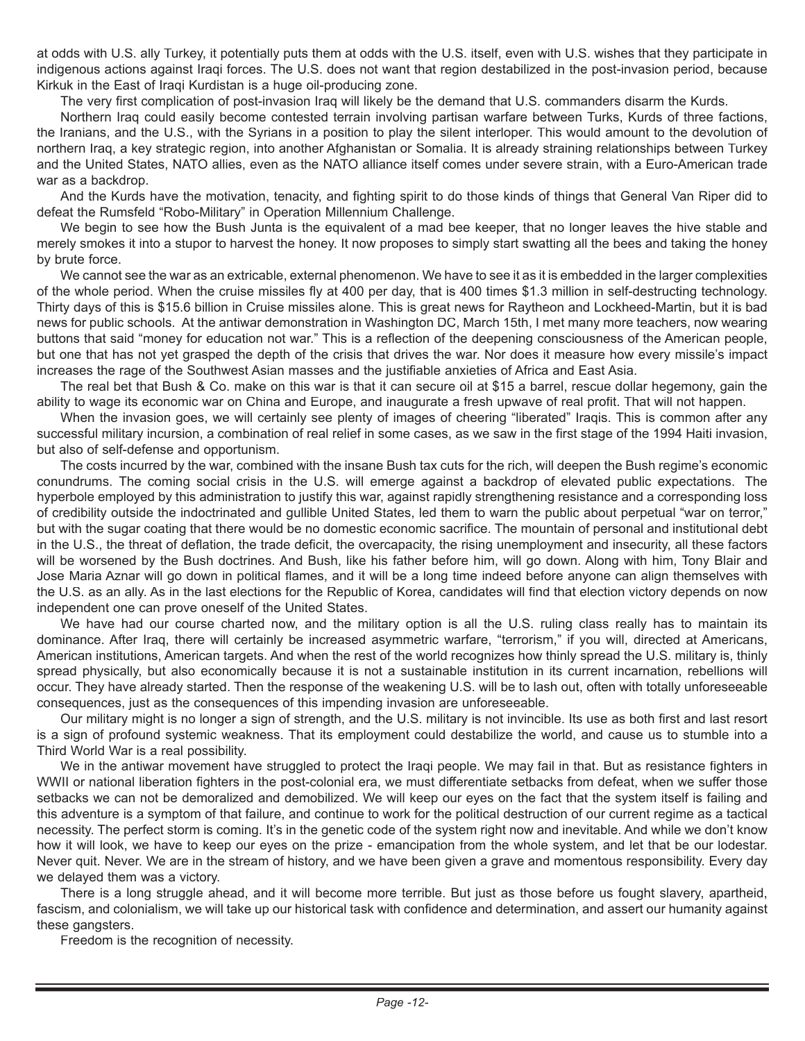at odds with U.S. ally Turkey, it potentially puts them at odds with the U.S. itself, even with U.S. wishes that they participate in indigenous actions against Iraqi forces. The U.S. does not want that region destabilized in the post-invasion period, because Kirkuk in the East of Iraqi Kurdistan is a huge oil-producing zone.

The very first complication of post-invasion Iraq will likely be the demand that U.S. commanders disarm the Kurds.

Northern Iraq could easily become contested terrain involving partisan warfare between Turks, Kurds of three factions, the Iranians, and the U.S., with the Syrians in a position to play the silent interloper. This would amount to the devolution of northern Iraq, a key strategic region, into another Afghanistan or Somalia. It is already straining relationships between Turkey and the United States, NATO allies, even as the NATO alliance itself comes under severe strain, with a Euro-American trade war as a backdrop.

And the Kurds have the motivation, tenacity, and fighting spirit to do those kinds of things that General Van Riper did to defeat the Rumsfeld "Robo-Military" in Operation Millennium Challenge.

We begin to see how the Bush Junta is the equivalent of a mad bee keeper, that no longer leaves the hive stable and merely smokes it into a stupor to harvest the honey. It now proposes to simply start swatting all the bees and taking the honey by brute force.

We cannot see the war as an extricable, external phenomenon. We have to see it as it is embedded in the larger complexities of the whole period. When the cruise missiles fly at 400 per day, that is 400 times $1.3 million in self-destructing technology. Thirty days of this is $15.6 billion in Cruise missiles alone. This is great news for Raytheon and Lockheed-Martin, but it is bad news for public schools. At the antiwar demonstration in Washington DC, March 15th, I met many more teachers, now wearing buttons that said "money for education not war." This is a reflection of the deepening consciousness of the American people, but one that has not yet grasped the depth of the crisis that drives the war. Nor does it measure how every missile's impact increases the rage of the Southwest Asian masses and the justifiable anxieties of Africa and East Asia.

The real bet that Bush & Co. make on this war is that it can secure oil at $15 a barrel, rescue dollar hegemony, gain the ability to wage its economic war on China and Europe, and inaugurate a fresh upwave of real profit. That will not happen.

When the invasion goes, we will certainly see plenty of images of cheering "liberated" Iraqis. This is common after any successful military incursion, a combination of real relief in some cases, as we saw in the first stage of the 1994 Haiti invasion, but also of self-defense and opportunism.

The costs incurred by the war, combined with the insane Bush tax cuts for the rich, will deepen the Bush regime's economic conundrums. The coming social crisis in the U.S. will emerge against a backdrop of elevated public expectations. The hyperbole employed by this administration to justify this war, against rapidly strengthening resistance and a corresponding loss of credibility outside the indoctrinated and gullible United States, led them to warn the public about perpetual "war on terror," but with the sugar coating that there would be no domestic economic sacrifice. The mountain of personal and institutional debt in the U.S., the threat of deflation, the trade deficit, the overcapacity, the rising unemployment and insecurity, all these factors will be worsened by the Bush doctrines. And Bush, like his father before him, will go down. Along with him, Tony Blair and Jose Maria Aznar will go down in political flames, and it will be a long time indeed before anyone can align themselves with the U.S. as an ally. As in the last elections for the Republic of Korea, candidates will find that election victory depends on now independent one can prove oneself of the United States.

We have had our course charted now, and the military option is all the U.S. ruling class really has to maintain its dominance. After Iraq, there will certainly be increased asymmetric warfare, "terrorism," if you will, directed at Americans, American institutions, American targets. And when the rest of the world recognizes how thinly spread the U.S. military is, thinly spread physically, but also economically because it is not a sustainable institution in its current incarnation, rebellions will occur. They have already started. Then the response of the weakening U.S. will be to lash out, often with totally unforeseeable consequences, just as the consequences of this impending invasion are unforeseeable.

Our military might is no longer a sign of strength, and the U.S. military is not invincible. Its use as both first and last resort is a sign of profound systemic weakness. That its employment could destabilize the world, and cause us to stumble into a Third World War is a real possibility.

We in the antiwar movement have struggled to protect the Iraqi people. We may fail in that. But as resistance fighters in WWII or national liberation fighters in the post-colonial era, we must differentiate setbacks from defeat, when we suffer those setbacks we can not be demoralized and demobilized. We will keep our eyes on the fact that the system itself is failing and this adventure is a symptom of that failure, and continue to work for the political destruction of our current regime as a tactical necessity. The perfect storm is coming. It's in the genetic code of the system right now and inevitable. And while we don't know how it will look, we have to keep our eyes on the prize - emancipation from the whole system, and let that be our lodestar. Never quit. Never. We are in the stream of history, and we have been given a grave and momentous responsibility. Every day we delayed them was a victory.

There is a long struggle ahead, and it will become more terrible. But just as those before us fought slavery, apartheid, fascism, and colonialism, we will take up our historical task with confidence and determination, and assert our humanity against these gangsters.

Freedom is the recognition of necessity.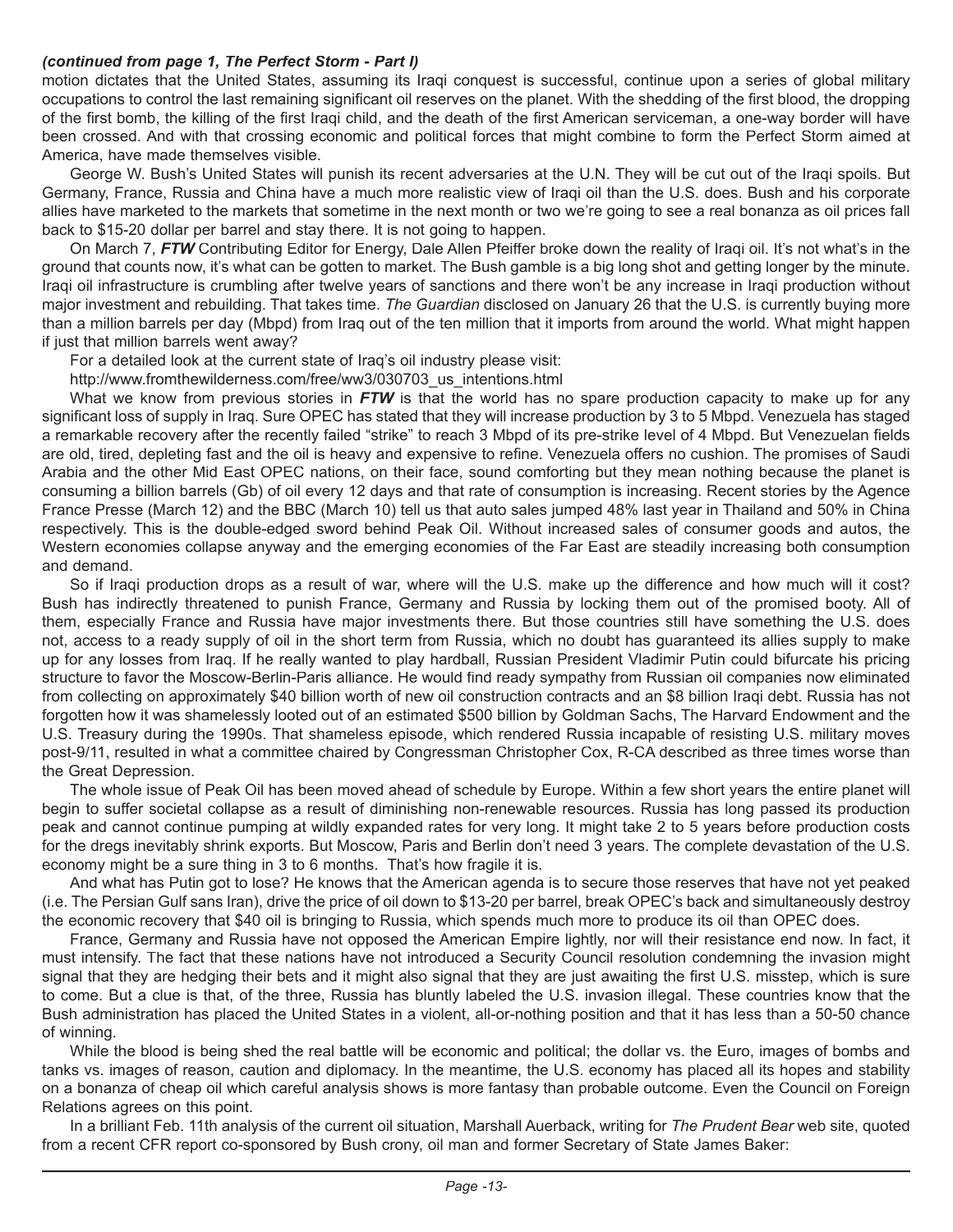***(continued from page 1, The Perfect Storm - Part I)***

motion dictates that the United States, assuming its Iraqi conquest is successful, continue upon a series of global military occupations to control the last remaining significant oil reserves on the planet. With the shedding of the first blood, the dropping of the first bomb, the killing of the first Iraqi child, and the death of the first American serviceman, a one-way border will have been crossed. And with that crossing economic and political forces that might combine to form the Perfect Storm aimed at America, have made themselves visible.

George W. Bush's United States will punish its recent adversaries at the U.N. They will be cut out of the Iraqi spoils. But Germany, France, Russia and China have a much more realistic view of Iraqi oil than the U.S. does. Bush and his corporate allies have marketed to the markets that sometime in the next month or two we're going to see a real bonanza as oil prices fall back to $15-20 dollar per barrel and stay there. It is not going to happen.

On March 7, ***FTW*** Contributing Editor for Energy, Dale Allen Pfeiffer broke down the reality of Iraqi oil. It's not what's in the ground that counts now, it's what can be gotten to market. The Bush gamble is a big long shot and getting longer by the minute. Iraqi oil infrastructure is crumbling after twelve years of sanctions and there won't be any increase in Iraqi production without major investment and rebuilding. That takes time. *The Guardian* disclosed on January 26 that the U.S. is currently buying more than a million barrels per day (Mbpd) from Iraq out of the ten million that it imports from around the world. What might happen if just that million barrels went away?

For a detailed look at the current state of Iraq's oil industry please visit:

http://www.fromthewilderness.com/free/ww3/030703_us_intentions.html

What we know from previous stories in ***FTW*** is that the world has no spare production capacity to make up for any significant loss of supply in Iraq. Sure OPEC has stated that they will increase production by 3 to 5 Mbpd. Venezuela has staged a remarkable recovery after the recently failed "strike" to reach 3 Mbpd of its pre-strike level of 4 Mbpd. But Venezuelan fields are old, tired, depleting fast and the oil is heavy and expensive to refine. Venezuela offers no cushion. The promises of Saudi Arabia and the other Mid East OPEC nations, on their face, sound comforting but they mean nothing because the planet is consuming a billion barrels (Gb) of oil every 12 days and that rate of consumption is increasing. Recent stories by the Agence France Presse (March 12) and the BBC (March 10) tell us that auto sales jumped 48% last year in Thailand and 50% in China respectively. This is the double-edged sword behind Peak Oil. Without increased sales of consumer goods and autos, the Western economies collapse anyway and the emerging economies of the Far East are steadily increasing both consumption and demand.

So if Iraqi production drops as a result of war, where will the U.S. make up the difference and how much will it cost? Bush has indirectly threatened to punish France, Germany and Russia by locking them out of the promised booty. All of them, especially France and Russia have major investments there. But those countries still have something the U.S. does not, access to a ready supply of oil in the short term from Russia, which no doubt has guaranteed its allies supply to make up for any losses from Iraq. If he really wanted to play hardball, Russian President Vladimir Putin could bifurcate his pricing structure to favor the Moscow-Berlin-Paris alliance. He would find ready sympathy from Russian oil companies now eliminated from collecting on approximately $40 billion worth of new oil construction contracts and an $8 billion Iraqi debt. Russia has not forgotten how it was shamelessly looted out of an estimated $500 billion by Goldman Sachs, The Harvard Endowment and the U.S. Treasury during the 1990s. That shameless episode, which rendered Russia incapable of resisting U.S. military moves post-9/11, resulted in what a committee chaired by Congressman Christopher Cox, R-CA described as three times worse than the Great Depression.

The whole issue of Peak Oil has been moved ahead of schedule by Europe. Within a few short years the entire planet will begin to suffer societal collapse as a result of diminishing non-renewable resources. Russia has long passed its production peak and cannot continue pumping at wildly expanded rates for very long. It might take 2 to 5 years before production costs for the dregs inevitably shrink exports. But Moscow, Paris and Berlin don't need 3 years. The complete devastation of the U.S. economy might be a sure thing in 3 to 6 months. That's how fragile it is.

And what has Putin got to lose? He knows that the American agenda is to secure those reserves that have not yet peaked (i.e. The Persian Gulf sans Iran), drive the price of oil down to $13-20 per barrel, break OPEC's back and simultaneously destroy the economic recovery that $40 oil is bringing to Russia, which spends much more to produce its oil than OPEC does.

France, Germany and Russia have not opposed the American Empire lightly, nor will their resistance end now. In fact, it must intensify. The fact that these nations have not introduced a Security Council resolution condemning the invasion might signal that they are hedging their bets and it might also signal that they are just awaiting the first U.S. misstep, which is sure to come. But a clue is that, of the three, Russia has bluntly labeled the U.S. invasion illegal. These countries know that the Bush administration has placed the United States in a violent, all-or-nothing position and that it has less than a 50-50 chance of winning.

While the blood is being shed the real battle will be economic and political; the dollar vs. the Euro, images of bombs and tanks vs. images of reason, caution and diplomacy. In the meantime, the U.S. economy has placed all its hopes and stability on a bonanza of cheap oil which careful analysis shows is more fantasy than probable outcome. Even the Council on Foreign Relations agrees on this point.

In a brilliant Feb. 11th analysis of the current oil situation, Marshall Auerback, writing for *The Prudent Bear* web site, quoted from a recent CFR report co-sponsored by Bush crony, oil man and former Secretary of State James Baker: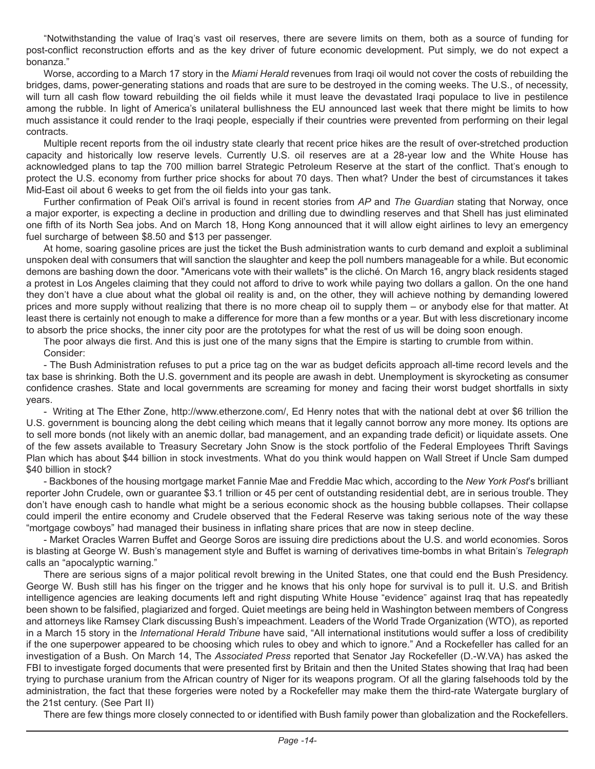"Notwithstanding the value of Iraq's vast oil reserves, there are severe limits on them, both as a source of funding for post-conflict reconstruction efforts and as the key driver of future economic development. Put simply, we do not expect a bonanza."

Worse, according to a March 17 story in the *Miami Herald* revenues from Iraqi oil would not cover the costs of rebuilding the bridges, dams, power-generating stations and roads that are sure to be destroyed in the coming weeks. The U.S., of necessity, will turn all cash flow toward rebuilding the oil fields while it must leave the devastated Iraqi populace to live in pestilence among the rubble. In light of America's unilateral bullishness the EU announced last week that there might be limits to how much assistance it could render to the Iraqi people, especially if their countries were prevented from performing on their legal contracts.

Multiple recent reports from the oil industry state clearly that recent price hikes are the result of over-stretched production capacity and historically low reserve levels. Currently U.S. oil reserves are at a 28-year low and the White House has acknowledged plans to tap the 700 million barrel Strategic Petroleum Reserve at the start of the conflict. That's enough to protect the U.S. economy from further price shocks for about 70 days. Then what? Under the best of circumstances it takes Mid-East oil about 6 weeks to get from the oil fields into your gas tank.

Further confirmation of Peak Oil's arrival is found in recent stories from *AP* and *The Guardian* stating that Norway, once a major exporter, is expecting a decline in production and drilling due to dwindling reserves and that Shell has just eliminated one fifth of its North Sea jobs. And on March 18, Hong Kong announced that it will allow eight airlines to levy an emergency fuel surcharge of between $8.50 and $13 per passenger.

At home, soaring gasoline prices are just the ticket the Bush administration wants to curb demand and exploit a subliminal unspoken deal with consumers that will sanction the slaughter and keep the poll numbers manageable for a while. But economic demons are bashing down the door. "Americans vote with their wallets" is the cliché. On March 16, angry black residents staged a protest in Los Angeles claiming that they could not afford to drive to work while paying two dollars a gallon. On the one hand they don't have a clue about what the global oil reality is and, on the other, they will achieve nothing by demanding lowered prices and more supply without realizing that there is no more cheap oil to supply them – or anybody else for that matter. At least there is certainly not enough to make a difference for more than a few months or a year. But with less discretionary income to absorb the price shocks, the inner city poor are the prototypes for what the rest of us will be doing soon enough.

The poor always die first. And this is just one of the many signs that the Empire is starting to crumble from within.

Consider:

- The Bush Administration refuses to put a price tag on the war as budget deficits approach all-time record levels and the tax base is shrinking. Both the U.S. government and its people are awash in debt. Unemployment is skyrocketing as consumer confidence crashes. State and local governments are screaming for money and facing their worst budget shortfalls in sixty years.

- Writing at The Ether Zone, http://www.etherzone.com/, Ed Henry notes that with the national debt at over $6 trillion the U.S. government is bouncing along the debt ceiling which means that it legally cannot borrow any more money. Its options are to sell more bonds (not likely with an anemic dollar, bad management, and an expanding trade deficit) or liquidate assets. One of the few assets available to Treasury Secretary John Snow is the stock portfolio of the Federal Employees Thrift Savings Plan which has about $44 billion in stock investments. What do you think would happen on Wall Street if Uncle Sam dumped $40 billion in stock?

- Backbones of the housing mortgage market Fannie Mae and Freddie Mac which, according to the *New York Post*'s brilliant reporter John Crudele, own or guarantee $3.1 trillion or 45 per cent of outstanding residential debt, are in serious trouble. They don't have enough cash to handle what might be a serious economic shock as the housing bubble collapses. Their collapse could imperil the entire economy and Crudele observed that the Federal Reserve was taking serious note of the way these "mortgage cowboys" had managed their business in inflating share prices that are now in steep decline.

- Market Oracles Warren Buffet and George Soros are issuing dire predictions about the U.S. and world economies. Soros is blasting at George W. Bush's management style and Buffet is warning of derivatives time-bombs in what Britain's *Telegraph* calls an "apocalyptic warning."

There are serious signs of a major political revolt brewing in the United States, one that could end the Bush Presidency. George W. Bush still has his finger on the trigger and he knows that his only hope for survival is to pull it. U.S. and British intelligence agencies are leaking documents left and right disputing White House "evidence" against Iraq that has repeatedly been shown to be falsified, plagiarized and forged. Quiet meetings are being held in Washington between members of Congress and attorneys like Ramsey Clark discussing Bush's impeachment. Leaders of the World Trade Organization (WTO), as reported in a March 15 story in the *International Herald Tribune* have said, "All international institutions would suffer a loss of credibility if the one superpower appeared to be choosing which rules to obey and which to ignore." And a Rockefeller has called for an investigation of a Bush. On March 14, The *Associated Press* reported that Senator Jay Rockefeller (D.-W.VA) has asked the FBI to investigate forged documents that were presented first by Britain and then the United States showing that Iraq had been trying to purchase uranium from the African country of Niger for its weapons program. Of all the glaring falsehoods told by the administration, the fact that these forgeries were noted by a Rockefeller may make them the third-rate Watergate burglary of the 21st century. (See Part II)

There are few things more closely connected to or identified with Bush family power than globalization and the Rockefellers.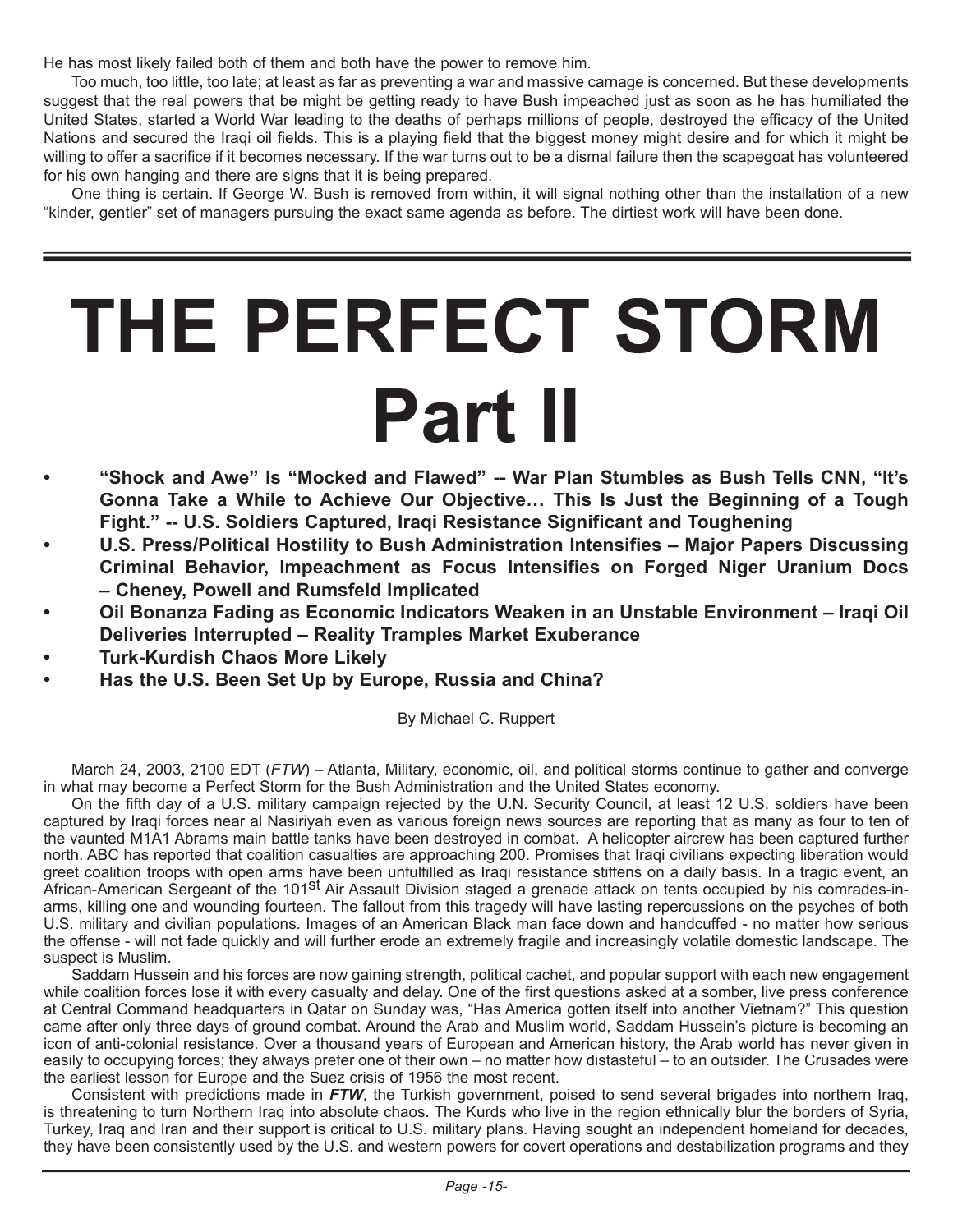He has most likely failed both of them and both have the power to remove him.

Too much, too little, too late; at least as far as preventing a war and massive carnage is concerned. But these developments suggest that the real powers that be might be getting ready to have Bush impeached just as soon as he has humiliated the United States, started a World War leading to the deaths of perhaps millions of people, destroyed the efficacy of the United Nations and secured the Iraqi oil fields. This is a playing field that the biggest money might desire and for which it might be willing to offer a sacrifice if it becomes necessary. If the war turns out to be a dismal failure then the scapegoat has volunteered for his own hanging and there are signs that it is being prepared.

One thing is certain. If George W. Bush is removed from within, it will signal nothing other than the installation of a new "kinder, gentler" set of managers pursuing the exact same agenda as before. The dirtiest work will have been done.

---

# THE PERFECT STORM Part II

- **"Shock and Awe" Is "Mocked and Flawed" -- War Plan Stumbles as Bush Tells CNN, "It's Gonna Take a While to Achieve Our Objective… This Is Just the Beginning of a Tough Fight." -- U.S. Soldiers Captured, Iraqi Resistance Significant and Toughening**
- **U.S. Press/Political Hostility to Bush Administration Intensifies – Major Papers Discussing Criminal Behavior, Impeachment as Focus Intensifies on Forged Niger Uranium Docs – Cheney, Powell and Rumsfeld Implicated**
- **Oil Bonanza Fading as Economic Indicators Weaken in an Unstable Environment – Iraqi Oil Deliveries Interrupted – Reality Tramples Market Exuberance**
- **Turk-Kurdish Chaos More Likely**
- **Has the U.S. Been Set Up by Europe, Russia and China?**

By Michael C. Ruppert

March 24, 2003, 2100 EDT (*FTW*) – Atlanta, Military, economic, oil, and political storms continue to gather and converge in what may become a Perfect Storm for the Bush Administration and the United States economy.

On the fifth day of a U.S. military campaign rejected by the U.N. Security Council, at least 12 U.S. soldiers have been captured by Iraqi forces near al Nasiriyah even as various foreign news sources are reporting that as many as four to ten of the vaunted M1A1 Abrams main battle tanks have been destroyed in combat. A helicopter aircrew has been captured further north. ABC has reported that coalition casualties are approaching 200. Promises that Iraqi civilians expecting liberation would greet coalition troops with open arms have been unfulfilled as Iraqi resistance stiffens on a daily basis. In a tragic event, an African-American Sergeant of the 101st Air Assault Division staged a grenade attack on tents occupied by his comrades-in-arms, killing one and wounding fourteen. The fallout from this tragedy will have lasting repercussions on the psyches of both U.S. military and civilian populations. Images of an American Black man face down and handcuffed - no matter how serious the offense - will not fade quickly and will further erode an extremely fragile and increasingly volatile domestic landscape. The suspect is Muslim.

Saddam Hussein and his forces are now gaining strength, political cachet, and popular support with each new engagement while coalition forces lose it with every casualty and delay. One of the first questions asked at a somber, live press conference at Central Command headquarters in Qatar on Sunday was, "Has America gotten itself into another Vietnam?" This question came after only three days of ground combat. Around the Arab and Muslim world, Saddam Hussein's picture is becoming an icon of anti-colonial resistance. Over a thousand years of European and American history, the Arab world has never given in easily to occupying forces; they always prefer one of their own – no matter how distasteful – to an outsider. The Crusades were the earliest lesson for Europe and the Suez crisis of 1956 the most recent.

Consistent with predictions made in ***FTW***, the Turkish government, poised to send several brigades into northern Iraq, is threatening to turn Northern Iraq into absolute chaos. The Kurds who live in the region ethnically blur the borders of Syria, Turkey, Iraq and Iran and their support is critical to U.S. military plans. Having sought an independent homeland for decades, they have been consistently used by the U.S. and western powers for covert operations and destabilization programs and they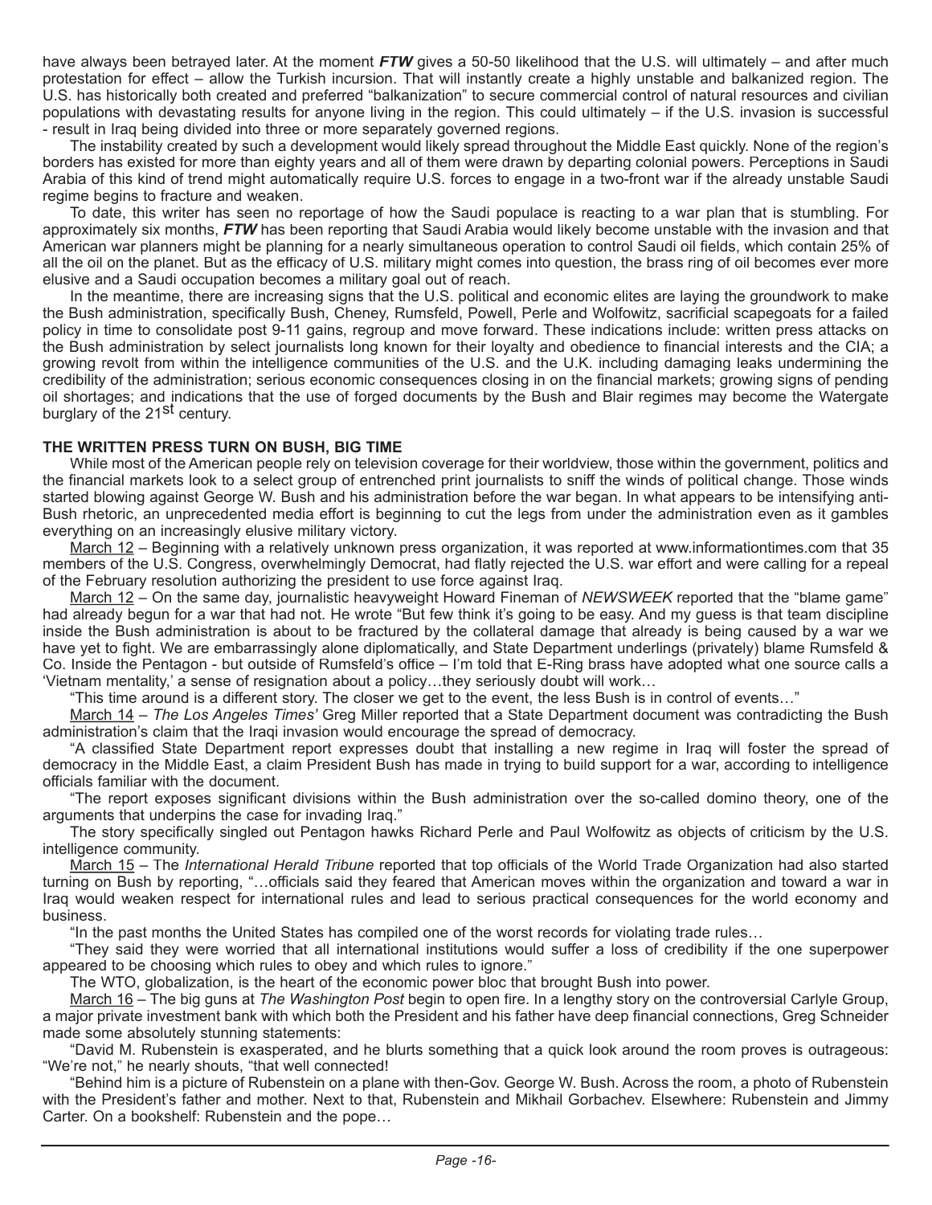have always been betrayed later. At the moment ***FTW*** gives a 50-50 likelihood that the U.S. will ultimately – and after much protestation for effect – allow the Turkish incursion. That will instantly create a highly unstable and balkanized region. The U.S. has historically both created and preferred "balkanization" to secure commercial control of natural resources and civilian populations with devastating results for anyone living in the region. This could ultimately – if the U.S. invasion is successful - result in Iraq being divided into three or more separately governed regions.

The instability created by such a development would likely spread throughout the Middle East quickly. None of the region's borders has existed for more than eighty years and all of them were drawn by departing colonial powers. Perceptions in Saudi Arabia of this kind of trend might automatically require U.S. forces to engage in a two-front war if the already unstable Saudi regime begins to fracture and weaken.

To date, this writer has seen no reportage of how the Saudi populace is reacting to a war plan that is stumbling. For approximately six months, ***FTW*** has been reporting that Saudi Arabia would likely become unstable with the invasion and that American war planners might be planning for a nearly simultaneous operation to control Saudi oil fields, which contain 25% of all the oil on the planet. But as the efficacy of U.S. military might comes into question, the brass ring of oil becomes ever more elusive and a Saudi occupation becomes a military goal out of reach.

In the meantime, there are increasing signs that the U.S. political and economic elites are laying the groundwork to make the Bush administration, specifically Bush, Cheney, Rumsfeld, Powell, Perle and Wolfowitz, sacrificial scapegoats for a failed policy in time to consolidate post 9-11 gains, regroup and move forward. These indications include: written press attacks on the Bush administration by select journalists long known for their loyalty and obedience to financial interests and the CIA; a growing revolt from within the intelligence communities of the U.S. and the U.K. including damaging leaks undermining the credibility of the administration; serious economic consequences closing in on the financial markets; growing signs of pending oil shortages; and indications that the use of forged documents by the Bush and Blair regimes may become the Watergate burglary of the 21st century.

**THE WRITTEN PRESS TURN ON BUSH, BIG TIME**

While most of the American people rely on television coverage for their worldview, those within the government, politics and the financial markets look to a select group of entrenched print journalists to sniff the winds of political change. Those winds started blowing against George W. Bush and his administration before the war began. In what appears to be intensifying anti-Bush rhetoric, an unprecedented media effort is beginning to cut the legs from under the administration even as it gambles everything on an increasingly elusive military victory.

March 12 – Beginning with a relatively unknown press organization, it was reported at www.informationtimes.com that 35 members of the U.S. Congress, overwhelmingly Democrat, had flatly rejected the U.S. war effort and were calling for a repeal of the February resolution authorizing the president to use force against Iraq.

March 12 – On the same day, journalistic heavyweight Howard Fineman of *NEWSWEEK* reported that the "blame game" had already begun for a war that had not. He wrote "But few think it's going to be easy. And my guess is that team discipline inside the Bush administration is about to be fractured by the collateral damage that already is being caused by a war we have yet to fight. We are embarrassingly alone diplomatically, and State Department underlings (privately) blame Rumsfeld & Co. Inside the Pentagon - but outside of Rumsfeld's office – I'm told that E-Ring brass have adopted what one source calls a 'Vietnam mentality,' a sense of resignation about a policy…they seriously doubt will work…

"This time around is a different story. The closer we get to the event, the less Bush is in control of events…"

March 14 – *The Los Angeles Times'* Greg Miller reported that a State Department document was contradicting the Bush administration's claim that the Iraqi invasion would encourage the spread of democracy.

"A classified State Department report expresses doubt that installing a new regime in Iraq will foster the spread of democracy in the Middle East, a claim President Bush has made in trying to build support for a war, according to intelligence officials familiar with the document.

"The report exposes significant divisions within the Bush administration over the so-called domino theory, one of the arguments that underpins the case for invading Iraq."

The story specifically singled out Pentagon hawks Richard Perle and Paul Wolfowitz as objects of criticism by the U.S. intelligence community.

March 15 – The *International Herald Tribune* reported that top officials of the World Trade Organization had also started turning on Bush by reporting, "…officials said they feared that American moves within the organization and toward a war in Iraq would weaken respect for international rules and lead to serious practical consequences for the world economy and business.

"In the past months the United States has compiled one of the worst records for violating trade rules…

"They said they were worried that all international institutions would suffer a loss of credibility if the one superpower appeared to be choosing which rules to obey and which rules to ignore."

The WTO, globalization, is the heart of the economic power bloc that brought Bush into power.

March 16 – The big guns at *The Washington Post* begin to open fire. In a lengthy story on the controversial Carlyle Group, a major private investment bank with which both the President and his father have deep financial connections, Greg Schneider made some absolutely stunning statements:

"David M. Rubenstein is exasperated, and he blurts something that a quick look around the room proves is outrageous: "We're not," he nearly shouts, "that well connected!

"Behind him is a picture of Rubenstein on a plane with then-Gov. George W. Bush. Across the room, a photo of Rubenstein with the President's father and mother. Next to that, Rubenstein and Mikhail Gorbachev. Elsewhere: Rubenstein and Jimmy Carter. On a bookshelf: Rubenstein and the pope…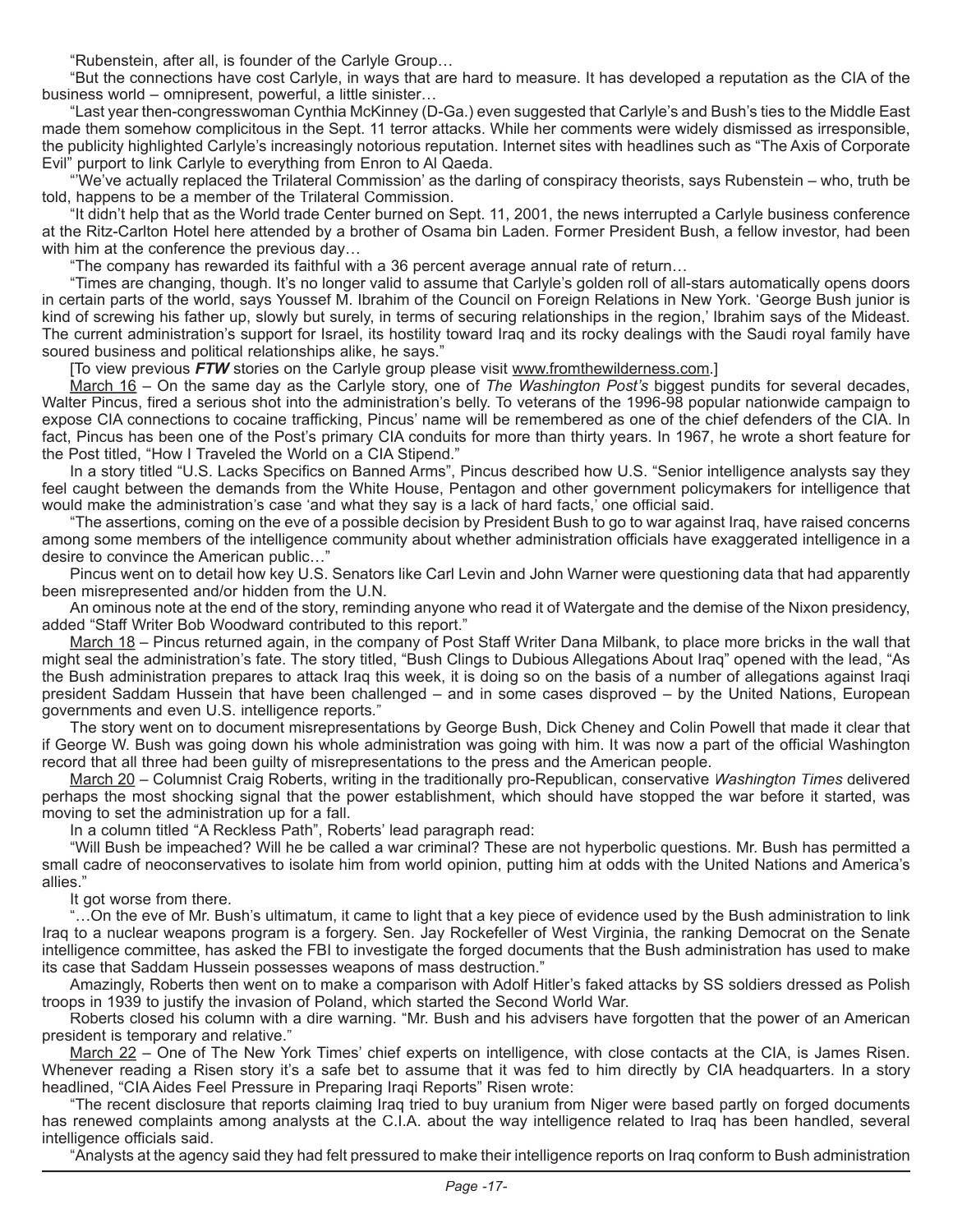"Rubenstein, after all, is founder of the Carlyle Group…

"But the connections have cost Carlyle, in ways that are hard to measure. It has developed a reputation as the CIA of the business world – omnipresent, powerful, a little sinister…

"Last year then-congresswoman Cynthia McKinney (D-Ga.) even suggested that Carlyle's and Bush's ties to the Middle East made them somehow complicitous in the Sept. 11 terror attacks. While her comments were widely dismissed as irresponsible, the publicity highlighted Carlyle's increasingly notorious reputation. Internet sites with headlines such as "The Axis of Corporate Evil" purport to link Carlyle to everything from Enron to Al Qaeda.

"'We've actually replaced the Trilateral Commission' as the darling of conspiracy theorists, says Rubenstein – who, truth be told, happens to be a member of the Trilateral Commission.

"It didn't help that as the World trade Center burned on Sept. 11, 2001, the news interrupted a Carlyle business conference at the Ritz-Carlton Hotel here attended by a brother of Osama bin Laden. Former President Bush, a fellow investor, had been with him at the conference the previous day…

"The company has rewarded its faithful with a 36 percent average annual rate of return…

"Times are changing, though. It's no longer valid to assume that Carlyle's golden roll of all-stars automatically opens doors in certain parts of the world, says Youssef M. Ibrahim of the Council on Foreign Relations in New York. 'George Bush junior is kind of screwing his father up, slowly but surely, in terms of securing relationships in the region,' Ibrahim says of the Mideast. The current administration's support for Israel, its hostility toward Iraq and its rocky dealings with the Saudi royal family have soured business and political relationships alike, he says."

[To view previous ***FTW*** stories on the Carlyle group please visit www.fromthewilderness.com.]

March 16 – On the same day as the Carlyle story, one of *The Washington Post's* biggest pundits for several decades, Walter Pincus, fired a serious shot into the administration's belly. To veterans of the 1996-98 popular nationwide campaign to expose CIA connections to cocaine trafficking, Pincus' name will be remembered as one of the chief defenders of the CIA. In fact, Pincus has been one of the Post's primary CIA conduits for more than thirty years. In 1967, he wrote a short feature for the Post titled, "How I Traveled the World on a CIA Stipend."

In a story titled "U.S. Lacks Specifics on Banned Arms", Pincus described how U.S. "Senior intelligence analysts say they feel caught between the demands from the White House, Pentagon and other government policymakers for intelligence that would make the administration's case 'and what they say is a lack of hard facts,' one official said.

"The assertions, coming on the eve of a possible decision by President Bush to go to war against Iraq, have raised concerns among some members of the intelligence community about whether administration officials have exaggerated intelligence in a desire to convince the American public…"

Pincus went on to detail how key U.S. Senators like Carl Levin and John Warner were questioning data that had apparently been misrepresented and/or hidden from the U.N.

An ominous note at the end of the story, reminding anyone who read it of Watergate and the demise of the Nixon presidency, added "Staff Writer Bob Woodward contributed to this report."

March 18 – Pincus returned again, in the company of Post Staff Writer Dana Milbank, to place more bricks in the wall that might seal the administration's fate. The story titled, "Bush Clings to Dubious Allegations About Iraq" opened with the lead, "As the Bush administration prepares to attack Iraq this week, it is doing so on the basis of a number of allegations against Iraqi president Saddam Hussein that have been challenged – and in some cases disproved – by the United Nations, European governments and even U.S. intelligence reports."

The story went on to document misrepresentations by George Bush, Dick Cheney and Colin Powell that made it clear that if George W. Bush was going down his whole administration was going with him. It was now a part of the official Washington record that all three had been guilty of misrepresentations to the press and the American people.

March 20 – Columnist Craig Roberts, writing in the traditionally pro-Republican, conservative *Washington Times* delivered perhaps the most shocking signal that the power establishment, which should have stopped the war before it started, was moving to set the administration up for a fall.

In a column titled "A Reckless Path", Roberts' lead paragraph read:

"Will Bush be impeached? Will he be called a war criminal? These are not hyperbolic questions. Mr. Bush has permitted a small cadre of neoconservatives to isolate him from world opinion, putting him at odds with the United Nations and America's allies."

It got worse from there.

"…On the eve of Mr. Bush's ultimatum, it came to light that a key piece of evidence used by the Bush administration to link Iraq to a nuclear weapons program is a forgery. Sen. Jay Rockefeller of West Virginia, the ranking Democrat on the Senate intelligence committee, has asked the FBI to investigate the forged documents that the Bush administration has used to make its case that Saddam Hussein possesses weapons of mass destruction."

Amazingly, Roberts then went on to make a comparison with Adolf Hitler's faked attacks by SS soldiers dressed as Polish troops in 1939 to justify the invasion of Poland, which started the Second World War.

Roberts closed his column with a dire warning. "Mr. Bush and his advisers have forgotten that the power of an American president is temporary and relative."

March 22 – One of The New York Times' chief experts on intelligence, with close contacts at the CIA, is James Risen. Whenever reading a Risen story it's a safe bet to assume that it was fed to him directly by CIA headquarters. In a story headlined, "CIA Aides Feel Pressure in Preparing Iraqi Reports" Risen wrote:

"The recent disclosure that reports claiming Iraq tried to buy uranium from Niger were based partly on forged documents has renewed complaints among analysts at the C.I.A. about the way intelligence related to Iraq has been handled, several intelligence officials said.

"Analysts at the agency said they had felt pressured to make their intelligence reports on Iraq conform to Bush administration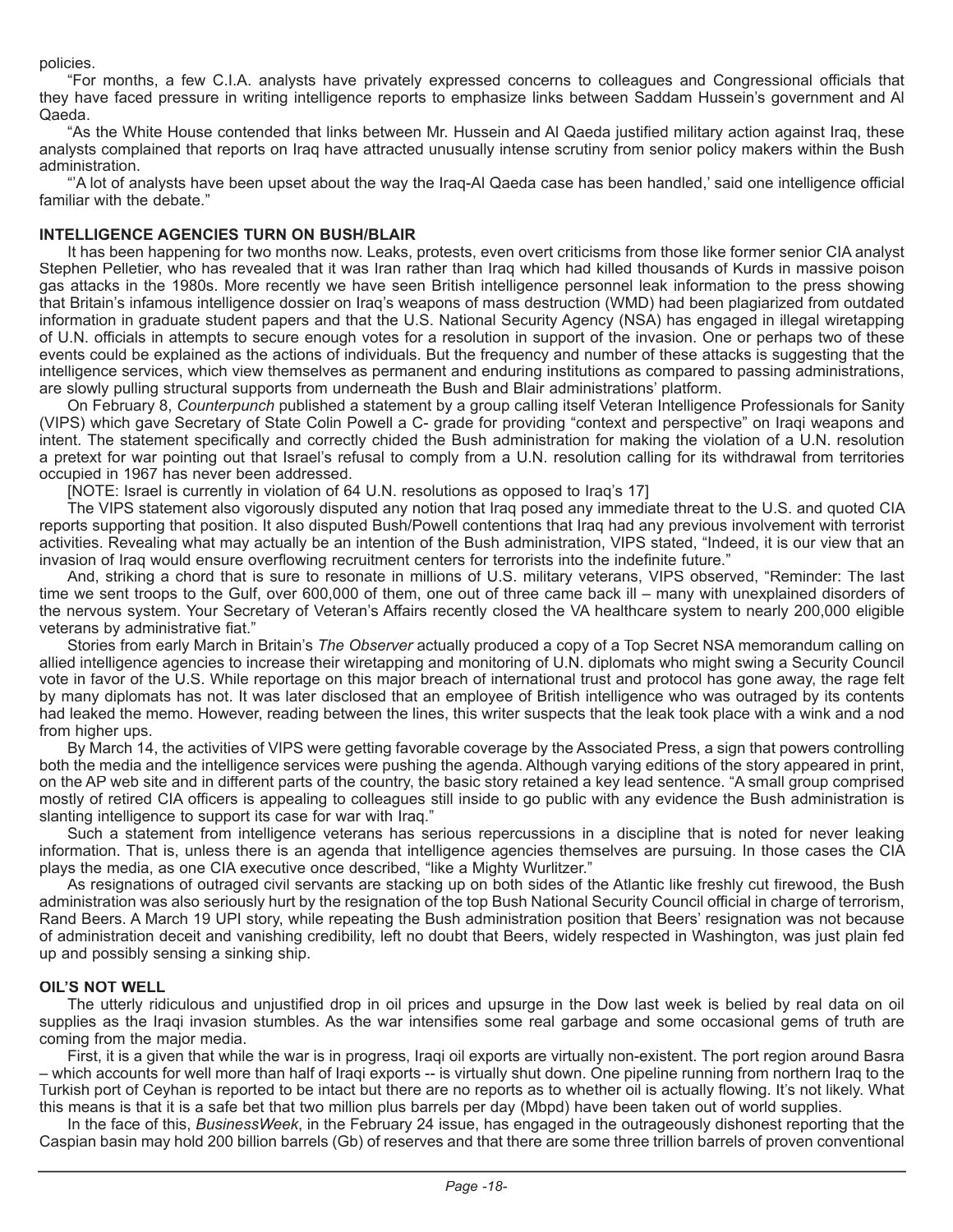policies.

"For months, a few C.I.A. analysts have privately expressed concerns to colleagues and Congressional officials that they have faced pressure in writing intelligence reports to emphasize links between Saddam Hussein's government and Al Qaeda.

"As the White House contended that links between Mr. Hussein and Al Qaeda justified military action against Iraq, these analysts complained that reports on Iraq have attracted unusually intense scrutiny from senior policy makers within the Bush administration.

"'A lot of analysts have been upset about the way the Iraq-Al Qaeda case has been handled,' said one intelligence official familiar with the debate."

**INTELLIGENCE AGENCIES TURN ON BUSH/BLAIR**

It has been happening for two months now. Leaks, protests, even overt criticisms from those like former senior CIA analyst Stephen Pelletier, who has revealed that it was Iran rather than Iraq which had killed thousands of Kurds in massive poison gas attacks in the 1980s. More recently we have seen British intelligence personnel leak information to the press showing that Britain's infamous intelligence dossier on Iraq's weapons of mass destruction (WMD) had been plagiarized from outdated information in graduate student papers and that the U.S. National Security Agency (NSA) has engaged in illegal wiretapping of U.N. officials in attempts to secure enough votes for a resolution in support of the invasion. One or perhaps two of these events could be explained as the actions of individuals. But the frequency and number of these attacks is suggesting that the intelligence services, which view themselves as permanent and enduring institutions as compared to passing administrations, are slowly pulling structural supports from underneath the Bush and Blair administrations' platform.

On February 8, *Counterpunch* published a statement by a group calling itself Veteran Intelligence Professionals for Sanity (VIPS) which gave Secretary of State Colin Powell a C- grade for providing "context and perspective" on Iraqi weapons and intent. The statement specifically and correctly chided the Bush administration for making the violation of a U.N. resolution a pretext for war pointing out that Israel's refusal to comply from a U.N. resolution calling for its withdrawal from territories occupied in 1967 has never been addressed.

[NOTE: Israel is currently in violation of 64 U.N. resolutions as opposed to Iraq's 17]

The VIPS statement also vigorously disputed any notion that Iraq posed any immediate threat to the U.S. and quoted CIA reports supporting that position. It also disputed Bush/Powell contentions that Iraq had any previous involvement with terrorist activities. Revealing what may actually be an intention of the Bush administration, VIPS stated, "Indeed, it is our view that an invasion of Iraq would ensure overflowing recruitment centers for terrorists into the indefinite future."

And, striking a chord that is sure to resonate in millions of U.S. military veterans, VIPS observed, "Reminder: The last time we sent troops to the Gulf, over 600,000 of them, one out of three came back ill – many with unexplained disorders of the nervous system. Your Secretary of Veteran's Affairs recently closed the VA healthcare system to nearly 200,000 eligible veterans by administrative fiat."

Stories from early March in Britain's *The Observer* actually produced a copy of a Top Secret NSA memorandum calling on allied intelligence agencies to increase their wiretapping and monitoring of U.N. diplomats who might swing a Security Council vote in favor of the U.S. While reportage on this major breach of international trust and protocol has gone away, the rage felt by many diplomats has not. It was later disclosed that an employee of British intelligence who was outraged by its contents had leaked the memo. However, reading between the lines, this writer suspects that the leak took place with a wink and a nod from higher ups.

By March 14, the activities of VIPS were getting favorable coverage by the Associated Press, a sign that powers controlling both the media and the intelligence services were pushing the agenda. Although varying editions of the story appeared in print, on the AP web site and in different parts of the country, the basic story retained a key lead sentence. "A small group comprised mostly of retired CIA officers is appealing to colleagues still inside to go public with any evidence the Bush administration is slanting intelligence to support its case for war with Iraq."

Such a statement from intelligence veterans has serious repercussions in a discipline that is noted for never leaking information. That is, unless there is an agenda that intelligence agencies themselves are pursuing. In those cases the CIA plays the media, as one CIA executive once described, "like a Mighty Wurlitzer."

As resignations of outraged civil servants are stacking up on both sides of the Atlantic like freshly cut firewood, the Bush administration was also seriously hurt by the resignation of the top Bush National Security Council official in charge of terrorism, Rand Beers. A March 19 UPI story, while repeating the Bush administration position that Beers' resignation was not because of administration deceit and vanishing credibility, left no doubt that Beers, widely respected in Washington, was just plain fed up and possibly sensing a sinking ship.

**OIL'S NOT WELL**

The utterly ridiculous and unjustified drop in oil prices and upsurge in the Dow last week is belied by real data on oil supplies as the Iraqi invasion stumbles. As the war intensifies some real garbage and some occasional gems of truth are coming from the major media.

First, it is a given that while the war is in progress, Iraqi oil exports are virtually non-existent. The port region around Basra – which accounts for well more than half of Iraqi exports -- is virtually shut down. One pipeline running from northern Iraq to the Turkish port of Ceyhan is reported to be intact but there are no reports as to whether oil is actually flowing. It's not likely. What this means is that it is a safe bet that two million plus barrels per day (Mbpd) have been taken out of world supplies.

In the face of this, *BusinessWeek*, in the February 24 issue, has engaged in the outrageously dishonest reporting that the Caspian basin may hold 200 billion barrels (Gb) of reserves and that there are some three trillion barrels of proven conventional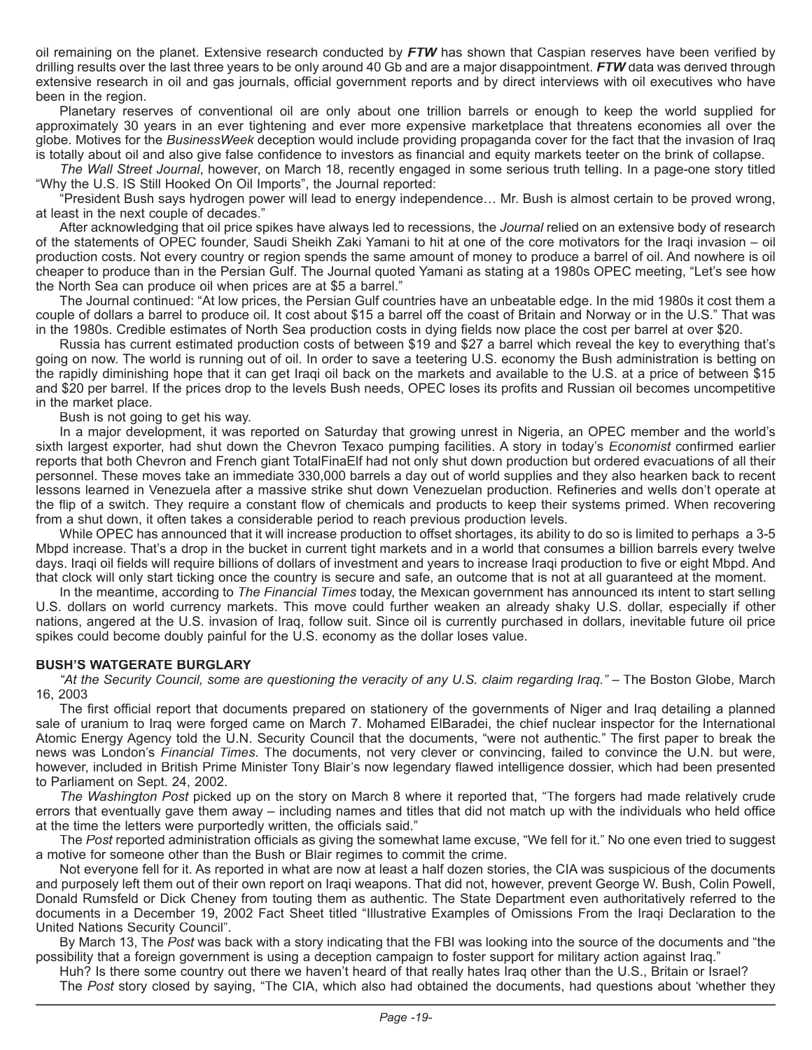oil remaining on the planet. Extensive research conducted by ***FTW*** has shown that Caspian reserves have been verified by drilling results over the last three years to be only around 40 Gb and are a major disappointment. ***FTW*** data was derived through extensive research in oil and gas journals, official government reports and by direct interviews with oil executives who have been in the region.

Planetary reserves of conventional oil are only about one trillion barrels or enough to keep the world supplied for approximately 30 years in an ever tightening and ever more expensive marketplace that threatens economies all over the globe. Motives for the *BusinessWeek* deception would include providing propaganda cover for the fact that the invasion of Iraq is totally about oil and also give false confidence to investors as financial and equity markets teeter on the brink of collapse.

*The Wall Street Journal*, however, on March 18, recently engaged in some serious truth telling. In a page-one story titled "Why the U.S. IS Still Hooked On Oil Imports", the Journal reported:

"President Bush says hydrogen power will lead to energy independence… Mr. Bush is almost certain to be proved wrong, at least in the next couple of decades."

After acknowledging that oil price spikes have always led to recessions, the *Journal* relied on an extensive body of research of the statements of OPEC founder, Saudi Sheikh Zaki Yamani to hit at one of the core motivators for the Iraqi invasion – oil production costs. Not every country or region spends the same amount of money to produce a barrel of oil. And nowhere is oil cheaper to produce than in the Persian Gulf. The Journal quoted Yamani as stating at a 1980s OPEC meeting, "Let's see how the North Sea can produce oil when prices are at $5 a barrel."

The Journal continued: "At low prices, the Persian Gulf countries have an unbeatable edge. In the mid 1980s it cost them a couple of dollars a barrel to produce oil. It cost about $15 a barrel off the coast of Britain and Norway or in the U.S." That was in the 1980s. Credible estimates of North Sea production costs in dying fields now place the cost per barrel at over $20.

Russia has current estimated production costs of between $19 and $27 a barrel which reveal the key to everything that's going on now. The world is running out of oil. In order to save a teetering U.S. economy the Bush administration is betting on the rapidly diminishing hope that it can get Iraqi oil back on the markets and available to the U.S. at a price of between $15 and $20 per barrel. If the prices drop to the levels Bush needs, OPEC loses its profits and Russian oil becomes uncompetitive in the market place.

Bush is not going to get his way.

In a major development, it was reported on Saturday that growing unrest in Nigeria, an OPEC member and the world's sixth largest exporter, had shut down the Chevron Texaco pumping facilities. A story in today's *Economist* confirmed earlier reports that both Chevron and French giant TotalFinaElf had not only shut down production but ordered evacuations of all their personnel. These moves take an immediate 330,000 barrels a day out of world supplies and they also hearken back to recent lessons learned in Venezuela after a massive strike shut down Venezuelan production. Refineries and wells don't operate at the flip of a switch. They require a constant flow of chemicals and products to keep their systems primed. When recovering from a shut down, it often takes a considerable period to reach previous production levels.

While OPEC has announced that it will increase production to offset shortages, its ability to do so is limited to perhaps a 3-5 Mbpd increase. That's a drop in the bucket in current tight markets and in a world that consumes a billion barrels every twelve days. Iraqi oil fields will require billions of dollars of investment and years to increase Iraqi production to five or eight Mbpd. And that clock will only start ticking once the country is secure and safe, an outcome that is not at all guaranteed at the moment.

In the meantime, according to *The Financial Times* today, the Mexican government has announced its intent to start selling U.S. dollars on world currency markets. This move could further weaken an already shaky U.S. dollar, especially if other nations, angered at the U.S. invasion of Iraq, follow suit. Since oil is currently purchased in dollars, inevitable future oil price spikes could become doubly painful for the U.S. economy as the dollar loses value.

**BUSH'S WATGERATE BURGLARY**

*"At the Security Council, some are questioning the veracity of any U.S. claim regarding Iraq."* – The Boston Globe, March 16, 2003

The first official report that documents prepared on stationery of the governments of Niger and Iraq detailing a planned sale of uranium to Iraq were forged came on March 7. Mohamed ElBaradei, the chief nuclear inspector for the International Atomic Energy Agency told the U.N. Security Council that the documents, "were not authentic." The first paper to break the news was London's *Financial Times*. The documents, not very clever or convincing, failed to convince the U.N. but were, however, included in British Prime Minister Tony Blair's now legendary flawed intelligence dossier, which had been presented to Parliament on Sept. 24, 2002.

*The Washington Post* picked up on the story on March 8 where it reported that, "The forgers had made relatively crude errors that eventually gave them away – including names and titles that did not match up with the individuals who held office at the time the letters were purportedly written, the officials said."

The *Post* reported administration officials as giving the somewhat lame excuse, "We fell for it." No one even tried to suggest a motive for someone other than the Bush or Blair regimes to commit the crime.

Not everyone fell for it. As reported in what are now at least a half dozen stories, the CIA was suspicious of the documents and purposely left them out of their own report on Iraqi weapons. That did not, however, prevent George W. Bush, Colin Powell, Donald Rumsfeld or Dick Cheney from touting them as authentic. The State Department even authoritatively referred to the documents in a December 19, 2002 Fact Sheet titled "Illustrative Examples of Omissions From the Iraqi Declaration to the United Nations Security Council".

By March 13, The *Post* was back with a story indicating that the FBI was looking into the source of the documents and "the possibility that a foreign government is using a deception campaign to foster support for military action against Iraq."

Huh? Is there some country out there we haven't heard of that really hates Iraq other than the U.S., Britain or Israel?

The *Post* story closed by saying, "The CIA, which also had obtained the documents, had questions about 'whether they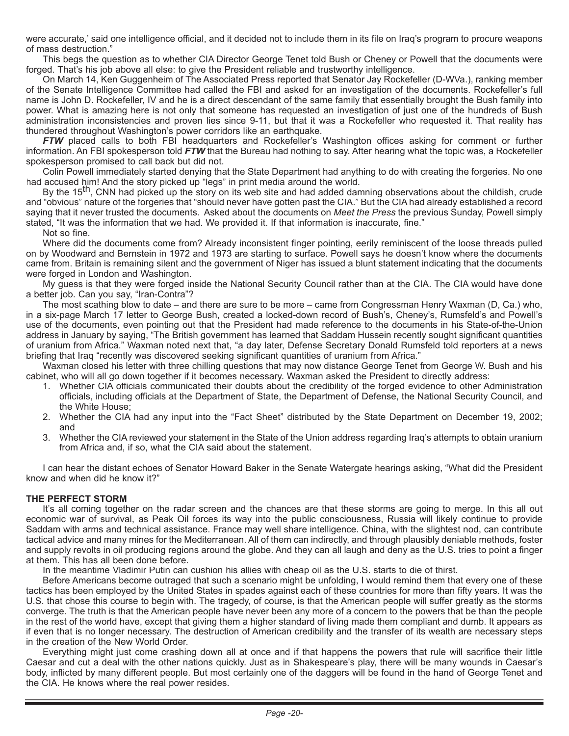were accurate,' said one intelligence official, and it decided not to include them in its file on Iraq's program to procure weapons of mass destruction."

This begs the question as to whether CIA Director George Tenet told Bush or Cheney or Powell that the documents were forged. That's his job above all else: to give the President reliable and trustworthy intelligence.

On March 14, Ken Guggenheim of The Associated Press reported that Senator Jay Rockefeller (D-WVa.), ranking member of the Senate Intelligence Committee had called the FBI and asked for an investigation of the documents. Rockefeller's full name is John D. Rockefeller, IV and he is a direct descendant of the same family that essentially brought the Bush family into power. What is amazing here is not only that someone has requested an investigation of just one of the hundreds of Bush administration inconsistencies and proven lies since 9-11, but that it was a Rockefeller who requested it. That reality has thundered throughout Washington's power corridors like an earthquake.

***FTW*** placed calls to both FBI headquarters and Rockefeller's Washington offices asking for comment or further information. An FBI spokesperson told ***FTW*** that the Bureau had nothing to say. After hearing what the topic was, a Rockefeller spokesperson promised to call back but did not.

Colin Powell immediately started denying that the State Department had anything to do with creating the forgeries. No one had accused him! And the story picked up "legs" in print media around the world.

By the 15th, CNN had picked up the story on its web site and had added damning observations about the childish, crude and "obvious" nature of the forgeries that "should never have gotten past the CIA." But the CIA had already established a record saying that it never trusted the documents. Asked about the documents on *Meet the Press* the previous Sunday, Powell simply stated, "It was the information that we had. We provided it. If that information is inaccurate, fine."

Not so fine.

Where did the documents come from? Already inconsistent finger pointing, eerily reminiscent of the loose threads pulled on by Woodward and Bernstein in 1972 and 1973 are starting to surface. Powell says he doesn't know where the documents came from. Britain is remaining silent and the government of Niger has issued a blunt statement indicating that the documents were forged in London and Washington.

My guess is that they were forged inside the National Security Council rather than at the CIA. The CIA would have done a better job. Can you say, "Iran-Contra"?

The most scathing blow to date – and there are sure to be more – came from Congressman Henry Waxman (D, Ca.) who, in a six-page March 17 letter to George Bush, created a locked-down record of Bush's, Cheney's, Rumsfeld's and Powell's use of the documents, even pointing out that the President had made reference to the documents in his State-of-the-Union address in January by saying, "The British government has learned that Saddam Hussein recently sought significant quantities of uranium from Africa." Waxman noted next that, "a day later, Defense Secretary Donald Rumsfeld told reporters at a news briefing that Iraq "recently was discovered seeking significant quantities of uranium from Africa."

Waxman closed his letter with three chilling questions that may now distance George Tenet from George W. Bush and his cabinet, who will all go down together if it becomes necessary. Waxman asked the President to directly address:

1. Whether CIA officials communicated their doubts about the credibility of the forged evidence to other Administration officials, including officials at the Department of State, the Department of Defense, the National Security Council, and the White House;
2. Whether the CIA had any input into the "Fact Sheet" distributed by the State Department on December 19, 2002; and
3. Whether the CIA reviewed your statement in the State of the Union address regarding Iraq's attempts to obtain uranium from Africa and, if so, what the CIA said about the statement.

I can hear the distant echoes of Senator Howard Baker in the Senate Watergate hearings asking, "What did the President know and when did he know it?"

**THE PERFECT STORM**

It's all coming together on the radar screen and the chances are that these storms are going to merge. In this all out economic war of survival, as Peak Oil forces its way into the public consciousness, Russia will likely continue to provide Saddam with arms and technical assistance. France may well share intelligence. China, with the slightest nod, can contribute tactical advice and many mines for the Mediterranean. All of them can indirectly, and through plausibly deniable methods, foster and supply revolts in oil producing regions around the globe. And they can all laugh and deny as the U.S. tries to point a finger at them. This has all been done before.

In the meantime Vladimir Putin can cushion his allies with cheap oil as the U.S. starts to die of thirst.

Before Americans become outraged that such a scenario might be unfolding, I would remind them that every one of these tactics has been employed by the United States in spades against each of these countries for more than fifty years. It was the U.S. that chose this course to begin with. The tragedy, of course, is that the American people will suffer greatly as the storms converge. The truth is that the American people have never been any more of a concern to the powers that be than the people in the rest of the world have, except that giving them a higher standard of living made them compliant and dumb. It appears as if even that is no longer necessary. The destruction of American credibility and the transfer of its wealth are necessary steps in the creation of the New World Order.

Everything might just come crashing down all at once and if that happens the powers that rule will sacrifice their little Caesar and cut a deal with the other nations quickly. Just as in Shakespeare's play, there will be many wounds in Caesar's body, inflicted by many different people. But most certainly one of the daggers will be found in the hand of George Tenet and the CIA. He knows where the real power resides.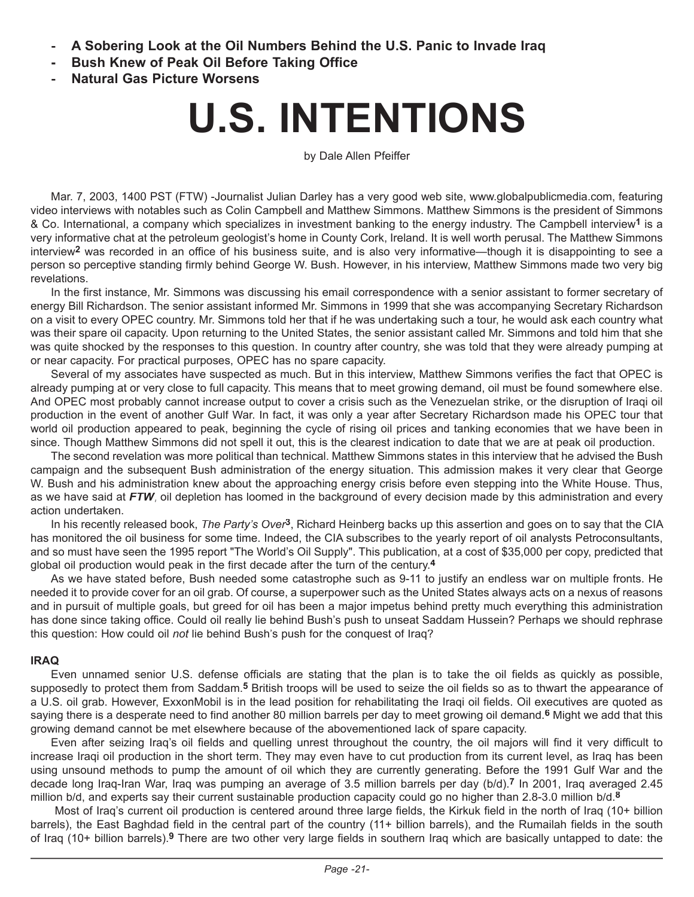- **A Sobering Look at the Oil Numbers Behind the U.S. Panic to Invade Iraq**
- **Bush Knew of Peak Oil Before Taking Office**
- **Natural Gas Picture Worsens**

# U.S. INTENTIONS

by Dale Allen Pfeiffer

Mar. 7, 2003, 1400 PST (FTW) -Journalist Julian Darley has a very good web site, www.globalpublicmedia.com, featuring video interviews with notables such as Colin Campbell and Matthew Simmons. Matthew Simmons is the president of Simmons & Co. International, a company which specializes in investment banking to the energy industry. The Campbell interview[1] is a very informative chat at the petroleum geologist's home in County Cork, Ireland. It is well worth perusal. The Matthew Simmons interview[2] was recorded in an office of his business suite, and is also very informative—though it is disappointing to see a person so perceptive standing firmly behind George W. Bush. However, in his interview, Matthew Simmons made two very big revelations.

In the first instance, Mr. Simmons was discussing his email correspondence with a senior assistant to former secretary of energy Bill Richardson. The senior assistant informed Mr. Simmons in 1999 that she was accompanying Secretary Richardson on a visit to every OPEC country. Mr. Simmons told her that if he was undertaking such a tour, he would ask each country what was their spare oil capacity. Upon returning to the United States, the senior assistant called Mr. Simmons and told him that she was quite shocked by the responses to this question. In country after country, she was told that they were already pumping at or near capacity. For practical purposes, OPEC has no spare capacity.

Several of my associates have suspected as much. But in this interview, Matthew Simmons verifies the fact that OPEC is already pumping at or very close to full capacity. This means that to meet growing demand, oil must be found somewhere else. And OPEC most probably cannot increase output to cover a crisis such as the Venezuelan strike, or the disruption of Iraqi oil production in the event of another Gulf War. In fact, it was only a year after Secretary Richardson made his OPEC tour that world oil production appeared to peak, beginning the cycle of rising oil prices and tanking economies that we have been in since. Though Matthew Simmons did not spell it out, this is the clearest indication to date that we are at peak oil production.

The second revelation was more political than technical. Matthew Simmons states in this interview that he advised the Bush campaign and the subsequent Bush administration of the energy situation. This admission makes it very clear that George W. Bush and his administration knew about the approaching energy crisis before even stepping into the White House. Thus, as we have said at ***FTW***, oil depletion has loomed in the background of every decision made by this administration and every action undertaken.

In his recently released book, *The Party's Over*[3], Richard Heinberg backs up this assertion and goes on to say that the CIA has monitored the oil business for some time. Indeed, the CIA subscribes to the yearly report of oil analysts Petroconsultants, and so must have seen the 1995 report "The World's Oil Supply". This publication, at a cost of $35,000 per copy, predicted that global oil production would peak in the first decade after the turn of the century.[4]

As we have stated before, Bush needed some catastrophe such as 9-11 to justify an endless war on multiple fronts. He needed it to provide cover for an oil grab. Of course, a superpower such as the United States always acts on a nexus of reasons and in pursuit of multiple goals, but greed for oil has been a major impetus behind pretty much everything this administration has done since taking office. Could oil really lie behind Bush's push to unseat Saddam Hussein? Perhaps we should rephrase this question: How could oil *not* lie behind Bush's push for the conquest of Iraq?

**IRAQ**

Even unnamed senior U.S. defense officials are stating that the plan is to take the oil fields as quickly as possible, supposedly to protect them from Saddam.[5] British troops will be used to seize the oil fields so as to thwart the appearance of a U.S. oil grab. However, ExxonMobil is in the lead position for rehabilitating the Iraqi oil fields. Oil executives are quoted as saying there is a desperate need to find another 80 million barrels per day to meet growing oil demand.[6] Might we add that this growing demand cannot be met elsewhere because of the abovementioned lack of spare capacity.

Even after seizing Iraq's oil fields and quelling unrest throughout the country, the oil majors will find it very difficult to increase Iraqi oil production in the short term. They may even have to cut production from its current level, as Iraq has been using unsound methods to pump the amount of oil which they are currently generating. Before the 1991 Gulf War and the decade long Iraq-Iran War, Iraq was pumping an average of 3.5 million barrels per day (b/d).[7] In 2001, Iraq averaged 2.45 million b/d, and experts say their current sustainable production capacity could go no higher than 2.8-3.0 million b/d.[8]

Most of Iraq's current oil production is centered around three large fields, the Kirkuk field in the north of Iraq (10+ billion barrels), the East Baghdad field in the central part of the country (11+ billion barrels), and the Rumailah fields in the south of Iraq (10+ billion barrels).[9] There are two other very large fields in southern Iraq which are basically untapped to date: the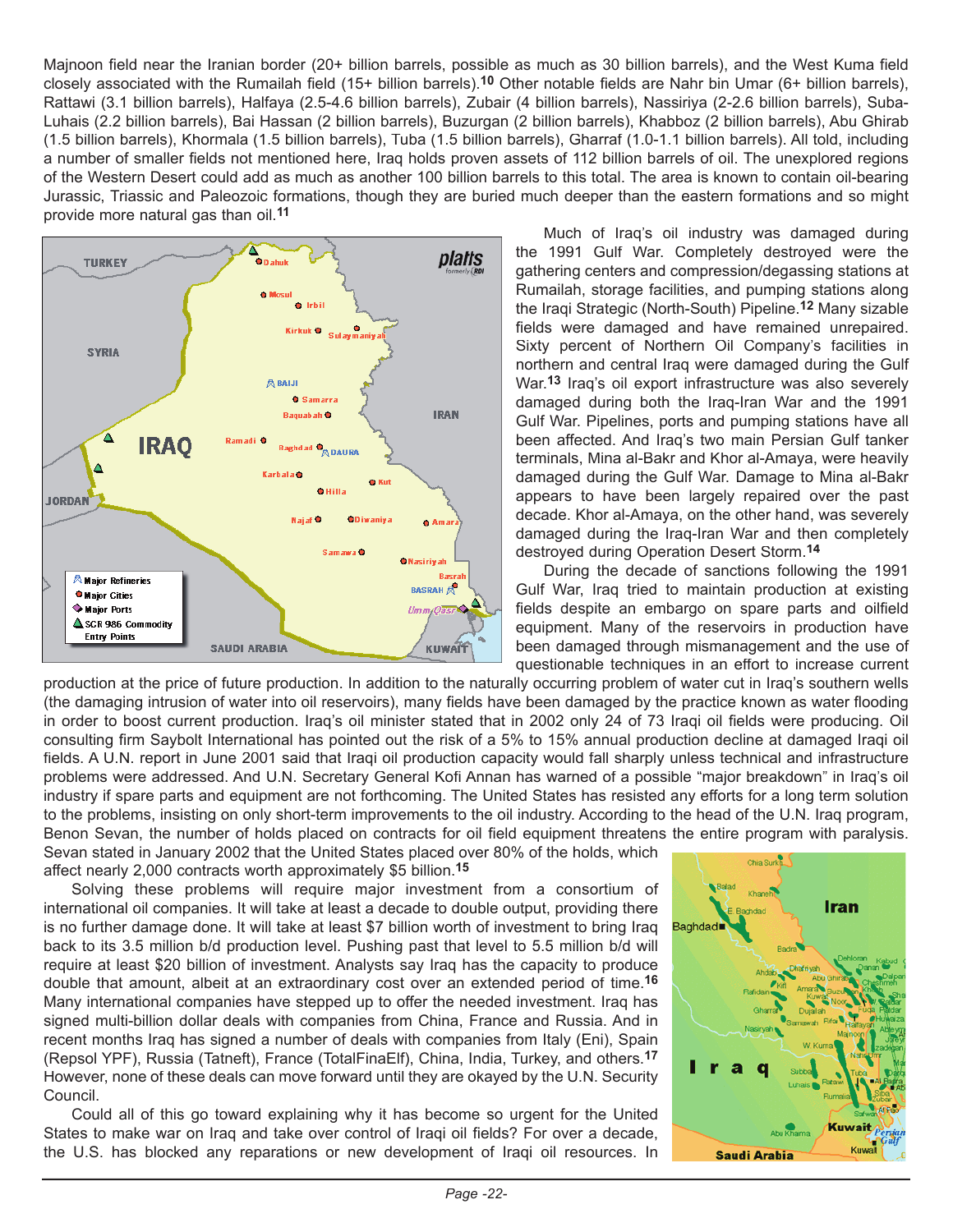Majnoon field near the Iranian border (20+ billion barrels, possible as much as 30 billion barrels), and the West Kuma field closely associated with the Rumailah field (15+ billion barrels).[10] Other notable fields are Nahr bin Umar (6+ billion barrels), Rattawi (3.1 billion barrels), Halfaya (2.5-4.6 billion barrels), Zubair (4 billion barrels), Nassiriya (2-2.6 billion barrels), Suba-Luhais (2.2 billion barrels), Bai Hassan (2 billion barrels), Buzurgan (2 billion barrels), Khabboz (2 billion barrels), Abu Ghirab (1.5 billion barrels), Khormala (1.5 billion barrels), Tuba (1.5 billion barrels), Gharraf (1.0-1.1 billion barrels). All told, including a number of smaller fields not mentioned here, Iraq holds proven assets of 112 billion barrels of oil. The unexplored regions of the Western Desert could add as much as another 100 billion barrels to this total. The area is known to contain oil-bearing Jurassic, Triassic and Paleozoic formations, though they are buried much deeper than the eastern formations and so might provide more natural gas than oil.[11]

Much of Iraq's oil industry was damaged during the 1991 Gulf War. Completely destroyed were the gathering centers and compression/degassing stations at Rumailah, storage facilities, and pumping stations along the Iraqi Strategic (North-South) Pipeline.[12] Many sizable fields were damaged and have remained unrepaired. Sixty percent of Northern Oil Company's facilities in northern and central Iraq were damaged during the Gulf War.[13] Iraq's oil export infrastructure was also severely damaged during both the Iraq-Iran War and the 1991 Gulf War. Pipelines, ports and pumping stations have all been affected. And Iraq's two main Persian Gulf tanker terminals, Mina al-Bakr and Khor al-Amaya, were heavily damaged during the Gulf War. Damage to Mina al-Bakr appears to have been largely repaired over the past decade. Khor al-Amaya, on the other hand, was severely damaged during the Iraq-Iran War and then completely destroyed during Operation Desert Storm.[14]

During the decade of sanctions following the 1991 Gulf War, Iraq tried to maintain production at existing fields despite an embargo on spare parts and oilfield equipment. Many of the reservoirs in production have been damaged through mismanagement and the use of questionable techniques in an effort to increase current production at the price of future production. In addition to the naturally occurring problem of water cut in Iraq's southern wells (the damaging intrusion of water into oil reservoirs), many fields have been damaged by the practice known as water flooding in order to boost current production. Iraq's oil minister stated that in 2002 only 24 of 73 Iraqi oil fields were producing. Oil consulting firm Saybolt International has pointed out the risk of a 5% to 15% annual production decline at damaged Iraqi oil fields. A U.N. report in June 2001 said that Iraqi oil production capacity would fall sharply unless technical and infrastructure problems were addressed. And U.N. Secretary General Kofi Annan has warned of a possible "major breakdown" in Iraq's oil industry if spare parts and equipment are not forthcoming. The United States has resisted any efforts for a long term solution to the problems, insisting on only short-term improvements to the oil industry. According to the head of the U.N. Iraq program, Benon Sevan, the number of holds placed on contracts for oil field equipment threatens the entire program with paralysis. Sevan stated in January 2002 that the United States placed over 80% of the holds, which affect nearly 2,000 contracts worth approximately $5 billion.[15]

Solving these problems will require major investment from a consortium of international oil companies. It will take at least a decade to double output, providing there is no further damage done. It will take at least $7 billion worth of investment to bring Iraq back to its 3.5 million b/d production level. Pushing past that level to 5.5 million b/d will require at least $20 billion of investment. Analysts say Iraq has the capacity to produce double that amount, albeit at an extraordinary cost over an extended period of time.[16] Many international companies have stepped up to offer the needed investment. Iraq has signed multi-billion dollar deals with companies from China, France and Russia. And in recent months Iraq has signed a number of deals with companies from Italy (Eni), Spain (Repsol YPF), Russia (Tatneft), France (TotalFinaElf), China, India, Turkey, and others.[17] However, none of these deals can move forward until they are okayed by the U.N. Security Council.

Could all of this go toward explaining why it has become so urgent for the United States to make war on Iraq and take over control of Iraqi oil fields? For over a decade, the U.S. has blocked any reparations or new development of Iraqi oil resources. In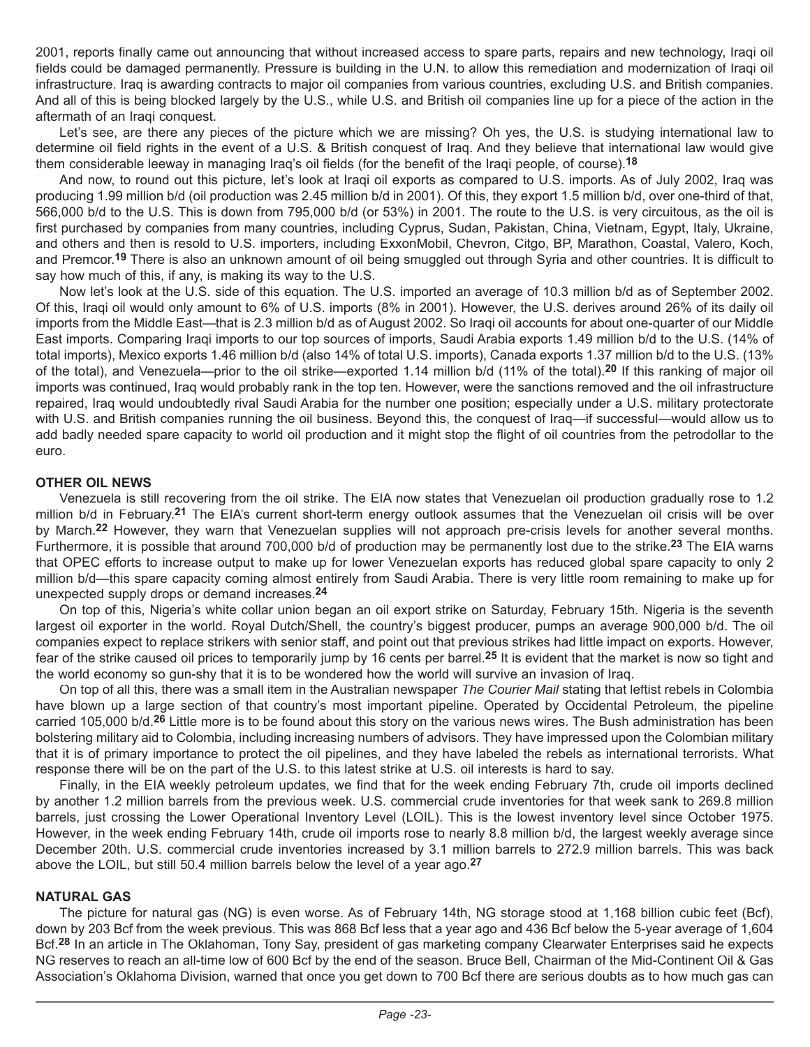2001, reports finally came out announcing that without increased access to spare parts, repairs and new technology, Iraqi oil fields could be damaged permanently. Pressure is building in the U.N. to allow this remediation and modernization of Iraqi oil infrastructure. Iraq is awarding contracts to major oil companies from various countries, excluding U.S. and British companies. And all of this is being blocked largely by the U.S., while U.S. and British oil companies line up for a piece of the action in the aftermath of an Iraqi conquest.

Let's see, are there any pieces of the picture which we are missing? Oh yes, the U.S. is studying international law to determine oil field rights in the event of a U.S. & British conquest of Iraq. And they believe that international law would give them considerable leeway in managing Iraq's oil fields (for the benefit of the Iraqi people, of course).[18]

And now, to round out this picture, let's look at Iraqi oil exports as compared to U.S. imports. As of July 2002, Iraq was producing 1.99 million b/d (oil production was 2.45 million b/d in 2001). Of this, they export 1.5 million b/d, over one-third of that, 566,000 b/d to the U.S. This is down from 795,000 b/d (or 53%) in 2001. The route to the U.S. is very circuitous, as the oil is first purchased by companies from many countries, including Cyprus, Sudan, Pakistan, China, Vietnam, Egypt, Italy, Ukraine, and others and then is resold to U.S. importers, including ExxonMobil, Chevron, Citgo, BP, Marathon, Coastal, Valero, Koch, and Premcor.[19] There is also an unknown amount of oil being smuggled out through Syria and other countries. It is difficult to say how much of this, if any, is making its way to the U.S.

Now let's look at the U.S. side of this equation. The U.S. imported an average of 10.3 million b/d as of September 2002. Of this, Iraqi oil would only amount to 6% of U.S. imports (8% in 2001). However, the U.S. derives around 26% of its daily oil imports from the Middle East—that is 2.3 million b/d as of August 2002. So Iraqi oil accounts for about one-quarter of our Middle East imports. Comparing Iraqi imports to our top sources of imports, Saudi Arabia exports 1.49 million b/d to the U.S. (14% of total imports), Mexico exports 1.46 million b/d (also 14% of total U.S. imports), Canada exports 1.37 million b/d to the U.S. (13% of the total), and Venezuela—prior to the oil strike—exported 1.14 million b/d (11% of the total).[20] If this ranking of major oil imports was continued, Iraq would probably rank in the top ten. However, were the sanctions removed and the oil infrastructure repaired, Iraq would undoubtedly rival Saudi Arabia for the number one position; especially under a U.S. military protectorate with U.S. and British companies running the oil business. Beyond this, the conquest of Iraq—if successful—would allow us to add badly needed spare capacity to world oil production and it might stop the flight of oil countries from the petrodollar to the euro.

### OTHER OIL NEWS

Venezuela is still recovering from the oil strike. The EIA now states that Venezuelan oil production gradually rose to 1.2 million b/d in February.[21] The EIA's current short-term energy outlook assumes that the Venezuelan oil crisis will be over by March.[22] However, they warn that Venezuelan supplies will not approach pre-crisis levels for another several months. Furthermore, it is possible that around 700,000 b/d of production may be permanently lost due to the strike.[23] The EIA warns that OPEC efforts to increase output to make up for lower Venezuelan exports has reduced global spare capacity to only 2 million b/d—this spare capacity coming almost entirely from Saudi Arabia. There is very little room remaining to make up for unexpected supply drops or demand increases.[24]

On top of this, Nigeria's white collar union began an oil export strike on Saturday, February 15th. Nigeria is the seventh largest oil exporter in the world. Royal Dutch/Shell, the country's biggest producer, pumps an average 900,000 b/d. The oil companies expect to replace strikers with senior staff, and point out that previous strikes had little impact on exports. However, fear of the strike caused oil prices to temporarily jump by 16 cents per barrel.[25] It is evident that the market is now so tight and the world economy so gun-shy that it is to be wondered how the world will survive an invasion of Iraq.

On top of all this, there was a small item in the Australian newspaper *The Courier Mail* stating that leftist rebels in Colombia have blown up a large section of that country's most important pipeline. Operated by Occidental Petroleum, the pipeline carried 105,000 b/d.[26] Little more is to be found about this story on the various news wires. The Bush administration has been bolstering military aid to Colombia, including increasing numbers of advisors. They have impressed upon the Colombian military that it is of primary importance to protect the oil pipelines, and they have labeled the rebels as international terrorists. What response there will be on the part of the U.S. to this latest strike at U.S. oil interests is hard to say.

Finally, in the EIA weekly petroleum updates, we find that for the week ending February 7th, crude oil imports declined by another 1.2 million barrels from the previous week. U.S. commercial crude inventories for that week sank to 269.8 million barrels, just crossing the Lower Operational Inventory Level (LOIL). This is the lowest inventory level since October 1975. However, in the week ending February 14th, crude oil imports rose to nearly 8.8 million b/d, the largest weekly average since December 20th. U.S. commercial crude inventories increased by 3.1 million barrels to 272.9 million barrels. This was back above the LOIL, but still 50.4 million barrels below the level of a year ago.[27]

### NATURAL GAS

The picture for natural gas (NG) is even worse. As of February 14th, NG storage stood at 1,168 billion cubic feet (Bcf), down by 203 Bcf from the week previous. This was 868 Bcf less that a year ago and 436 Bcf below the 5-year average of 1,604 Bcf.[28] In an article in The Oklahoman, Tony Say, president of gas marketing company Clearwater Enterprises said he expects NG reserves to reach an all-time low of 600 Bcf by the end of the season. Bruce Bell, Chairman of the Mid-Continent Oil & Gas Association's Oklahoma Division, warned that once you get down to 700 Bcf there are serious doubts as to how much gas can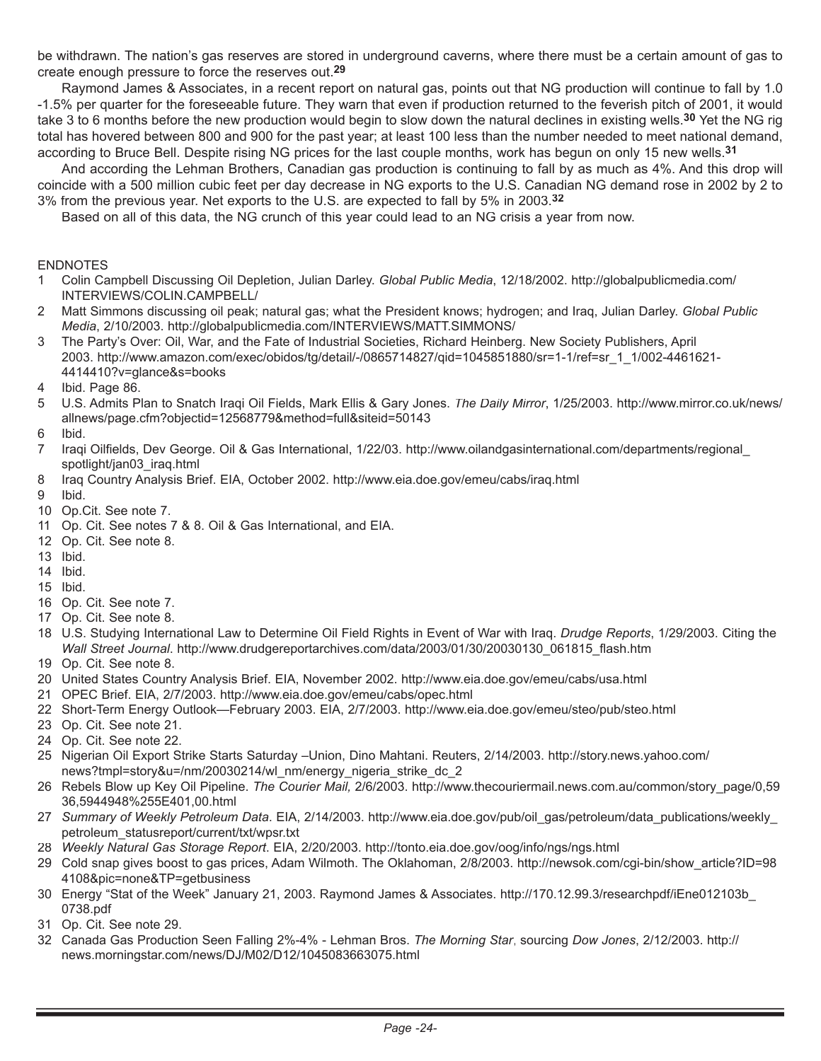be withdrawn. The nation's gas reserves are stored in underground caverns, where there must be a certain amount of gas to create enough pressure to force the reserves out.[29]

Raymond James & Associates, in a recent report on natural gas, points out that NG production will continue to fall by 1.0 -1.5% per quarter for the foreseeable future. They warn that even if production returned to the feverish pitch of 2001, it would take 3 to 6 months before the new production would begin to slow down the natural declines in existing wells.[30] Yet the NG rig total has hovered between 800 and 900 for the past year; at least 100 less than the number needed to meet national demand, according to Bruce Bell. Despite rising NG prices for the last couple months, work has begun on only 15 new wells.[31]

And according the Lehman Brothers, Canadian gas production is continuing to fall by as much as 4%. And this drop will coincide with a 500 million cubic feet per day decrease in NG exports to the U.S. Canadian NG demand rose in 2002 by 2 to 3% from the previous year. Net exports to the U.S. are expected to fall by 5% in 2003.[32]

Based on all of this data, the NG crunch of this year could lead to an NG crisis a year from now.

ENDNOTES

1. Colin Campbell Discussing Oil Depletion, Julian Darley. *Global Public Media*, 12/18/2002. http://globalpublicmedia.com/INTERVIEWS/COLIN.CAMPBELL/
2. Matt Simmons discussing oil peak; natural gas; what the President knows; hydrogen; and Iraq, Julian Darley. *Global Public Media*, 2/10/2003. http://globalpublicmedia.com/INTERVIEWS/MATT.SIMMONS/
3. The Party's Over: Oil, War, and the Fate of Industrial Societies, Richard Heinberg. New Society Publishers, April 2003. http://www.amazon.com/exec/obidos/tg/detail/-/0865714827/qid=1045851880/sr=1-1/ref=sr_1_1/002-4461621-4414410?v=glance&s=books
4. Ibid. Page 86.
5. U.S. Admits Plan to Snatch Iraqi Oil Fields, Mark Ellis & Gary Jones. *The Daily Mirror*, 1/25/2003. http://www.mirror.co.uk/news/allnews/page.cfm?objectid=12568779&method=full&siteid=50143
6. Ibid.
7. Iraqi Oilfields, Dev George. Oil & Gas International, 1/22/03. http://www.oilandgasinternational.com/departments/regional_spotlight/jan03_iraq.html
8. Iraq Country Analysis Brief. EIA, October 2002. http://www.eia.doe.gov/emeu/cabs/iraq.html
9. Ibid.
10. Op.Cit. See note 7.
11. Op. Cit. See notes 7 & 8. Oil & Gas International, and EIA.
12. Op. Cit. See note 8.
13. Ibid.
14. Ibid.
15. Ibid.
16. Op. Cit. See note 7.
17. Op. Cit. See note 8.
18. U.S. Studying International Law to Determine Oil Field Rights in Event of War with Iraq. *Drudge Reports*, 1/29/2003. Citing the *Wall Street Journal*. http://www.drudgereportarchives.com/data/2003/01/30/20030130_061815_flash.htm
19. Op. Cit. See note 8.
20. United States Country Analysis Brief. EIA, November 2002. http://www.eia.doe.gov/emeu/cabs/usa.html
21. OPEC Brief. EIA, 2/7/2003. http://www.eia.doe.gov/emeu/cabs/opec.html
22. Short-Term Energy Outlook—February 2003. EIA, 2/7/2003. http://www.eia.doe.gov/emeu/steo/pub/steo.html
23. Op. Cit. See note 21.
24. Op. Cit. See note 22.
25. Nigerian Oil Export Strike Starts Saturday –Union, Dino Mahtani. Reuters, 2/14/2003. http://story.news.yahoo.com/news?tmpl=story&u=/nm/20030214/wl_nm/energy_nigeria_strike_dc_2
26. Rebels Blow up Key Oil Pipeline. *The Courier Mail,* 2/6/2003. http://www.thecouriermail.news.com.au/common/story_page/0,5936,5944948%255E401,00.html
27. *Summary of Weekly Petroleum Data*. EIA, 2/14/2003. http://www.eia.doe.gov/pub/oil_gas/petroleum/data_publications/weekly_petroleum_statusreport/current/txt/wpsr.txt
28. *Weekly Natural Gas Storage Report*. EIA, 2/20/2003. http://tonto.eia.doe.gov/oog/info/ngs/ngs.html
29. Cold snap gives boost to gas prices, Adam Wilmoth. The Oklahoman, 2/8/2003. http://newsok.com/cgi-bin/show_article?ID=984108&pic=none&TP=getbusiness
30. Energy "Stat of the Week" January 21, 2003. Raymond James & Associates. http://170.12.99.3/researchpdf/iEne012103b_0738.pdf
31. Op. Cit. See note 29.
32. Canada Gas Production Seen Falling 2%-4% - Lehman Bros. *The Morning Star*, sourcing *Dow Jones*, 2/12/2003. http://news.morningstar.com/news/DJ/M02/D12/1045083663075.html